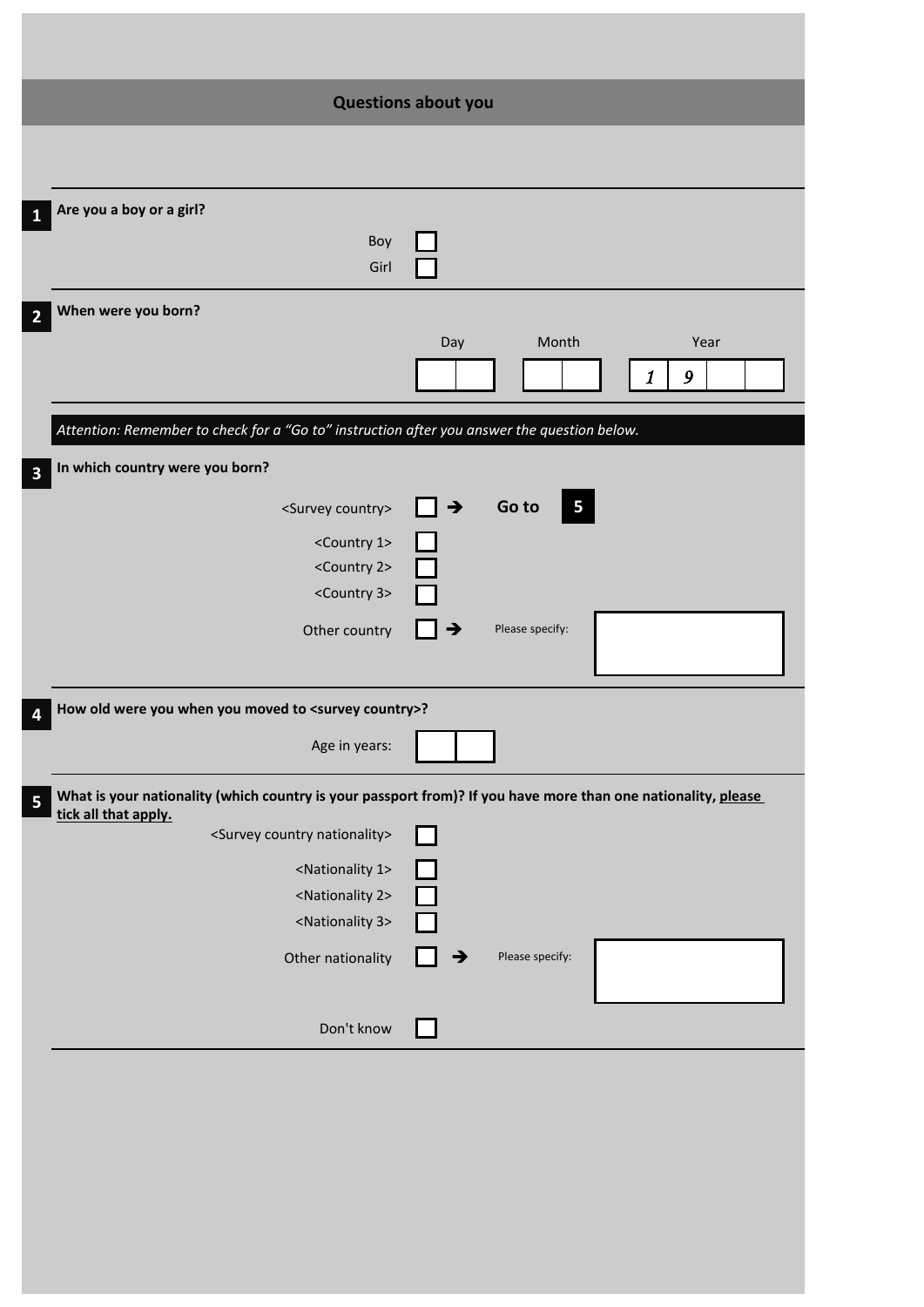## Questions about you

**1** **Are you a boy or a girl?**

- Boy ☐
- Girl ☐

**2** **When were you born?**

| Day | Month | Year |
|---|---|---|
| ☐☐ | ☐☐ | *1* *9* ☐☐ |

*Attention: Remember to check for a "Go to" instruction after you answer the question below.*

**3** **In which country were you born?**

- <Survey country> ☐ ➔ **Go to 5**
- <Country 1> ☐
- <Country 2> ☐
- <Country 3> ☐
- Other country ☐ ➔ Please specify: ____________

**4** **How old were you when you moved to <survey country>?**

Age in years: ☐☐

**5** **What is your nationality (which country is your passport from)? If you have more than one nationality, <u>please tick all that apply.</u>**

- <Survey country nationality> ☐
- <Nationality 1> ☐
- <Nationality 2> ☐
- <Nationality 3> ☐
- Other nationality ☐ ➔ Please specify: ____________
- Don't know ☐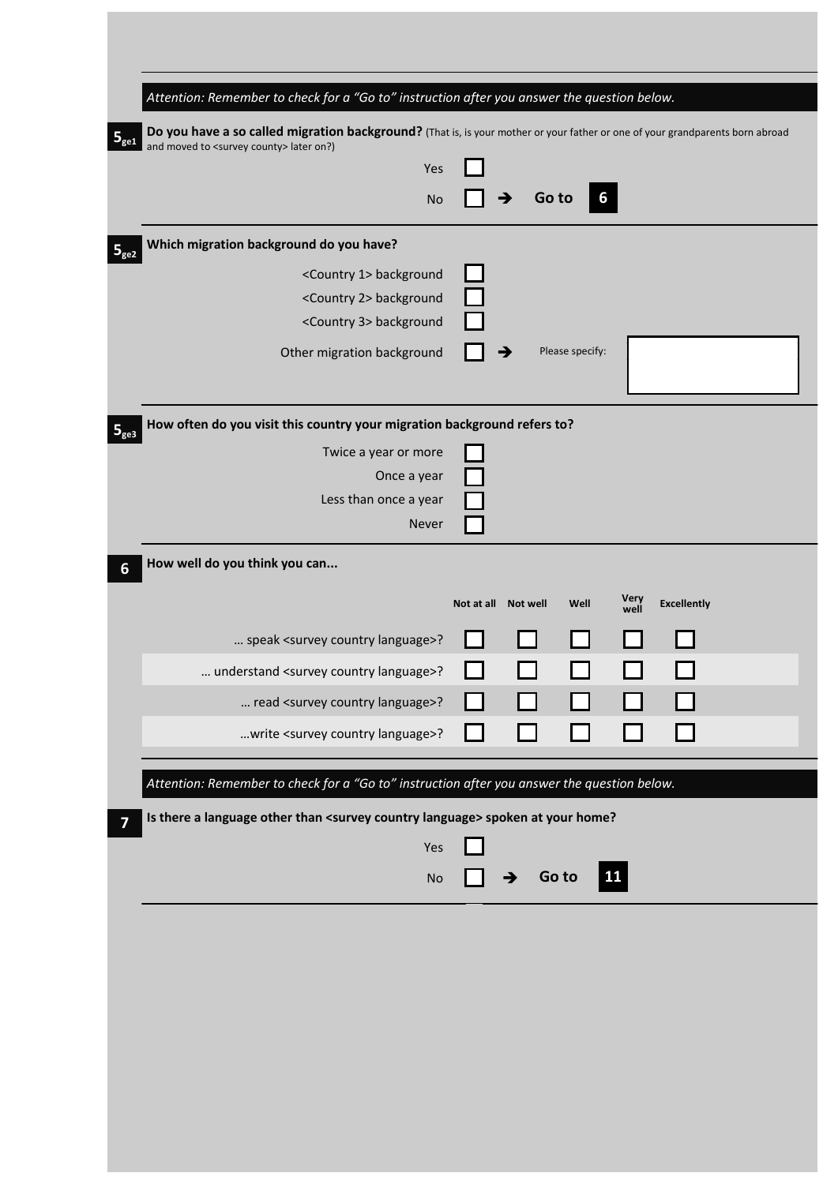*Attention: Remember to check for a "Go to" instruction after you answer the question below.*

**$5_{ge1}$** **Do you have a so called migration background?** (That is, is your mother or your father or one of your grandparents born abroad and moved to <survey county> later on?)

- Yes ☐
- No ☐ → **Go to 6**

**$5_{ge2}$** **Which migration background do you have?**

- <Country 1> background ☐
- <Country 2> background ☐
- <Country 3> background ☐
- Other migration background ☐ → Please specify: ______

**$5_{ge3}$** **How often do you visit this country your migration background refers to?**

- Twice a year or more ☐
- Once a year ☐
- Less than once a year ☐
- Never ☐

**6** **How well do you think you can...**

| | Not at all | Not well | Well | Very well | Excellently |
|---|---|---|---|---|---|
| … speak <survey country language>? | ☐ | ☐ | ☐ | ☐ | ☐ |
| … understand <survey country language>? | ☐ | ☐ | ☐ | ☐ | ☐ |
| … read <survey country language>? | ☐ | ☐ | ☐ | ☐ | ☐ |
| …write <survey country language>? | ☐ | ☐ | ☐ | ☐ | ☐ |

*Attention: Remember to check for a "Go to" instruction after you answer the question below.*

**7** **Is there a language other than <survey country language> spoken at your home?**

- Yes ☐
- No ☐ → **Go to 11**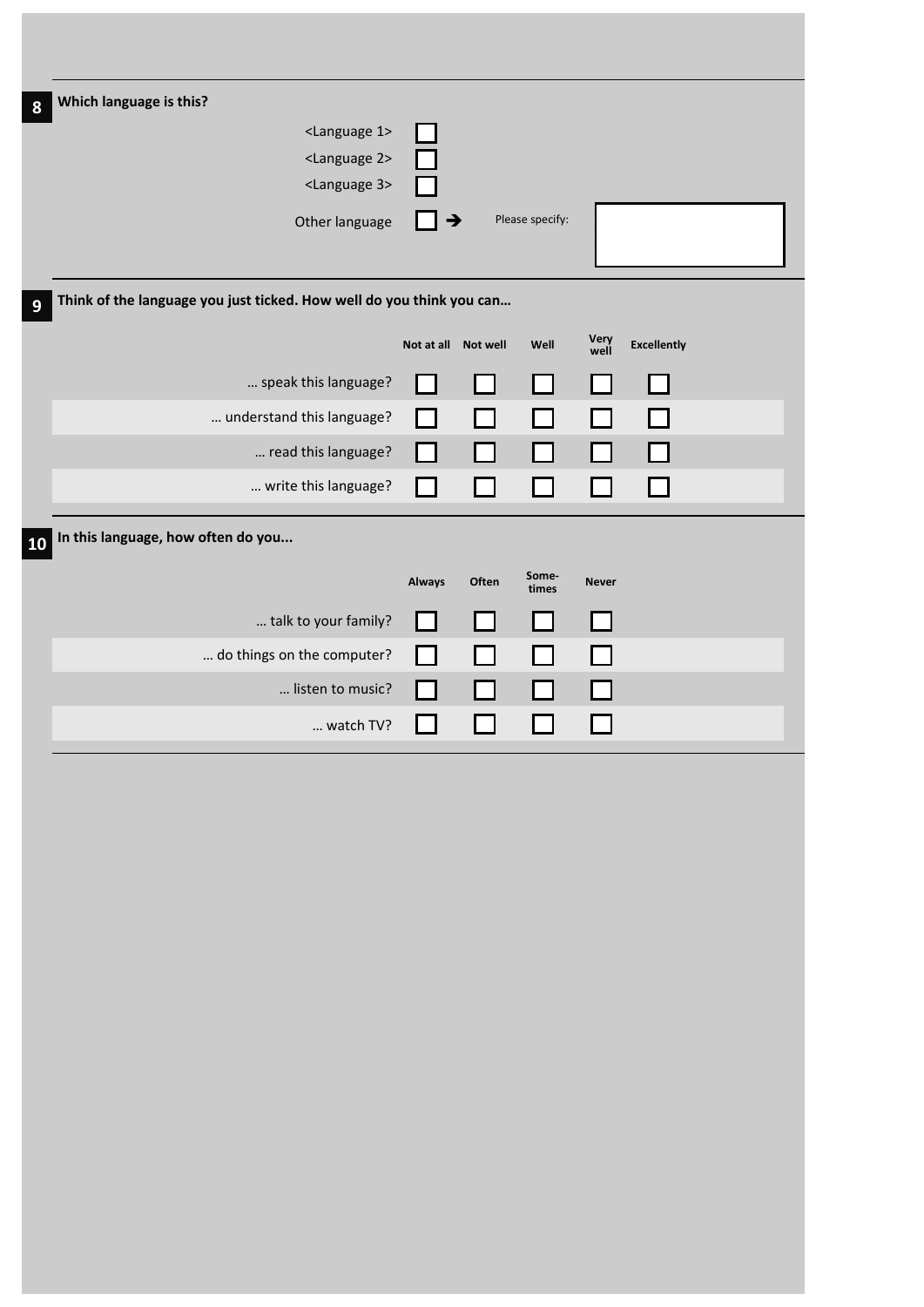**8** **Which language is this?**

- <Language 1> ☐
- <Language 2> ☐
- <Language 3> ☐
- Other language ☐ → Please specify: ________

**9** **Think of the language you just ticked. How well do you think you can…**

| | Not at all | Not well | Well | Very well | Excellently |
|---|---|---|---|---|---|
| … speak this language? | ☐ | ☐ | ☐ | ☐ | ☐ |
| … understand this language? | ☐ | ☐ | ☐ | ☐ | ☐ |
| … read this language? | ☐ | ☐ | ☐ | ☐ | ☐ |
| … write this language? | ☐ | ☐ | ☐ | ☐ | ☐ |

**10** **In this language, how often do you...**

| | Always | Often | Some-times | Never |
|---|---|---|---|---|
| … talk to your family? | ☐ | ☐ | ☐ | ☐ |
| … do things on the computer? | ☐ | ☐ | ☐ | ☐ |
| … listen to music? | ☐ | ☐ | ☐ | ☐ |
| … watch TV? | ☐ | ☐ | ☐ | ☐ |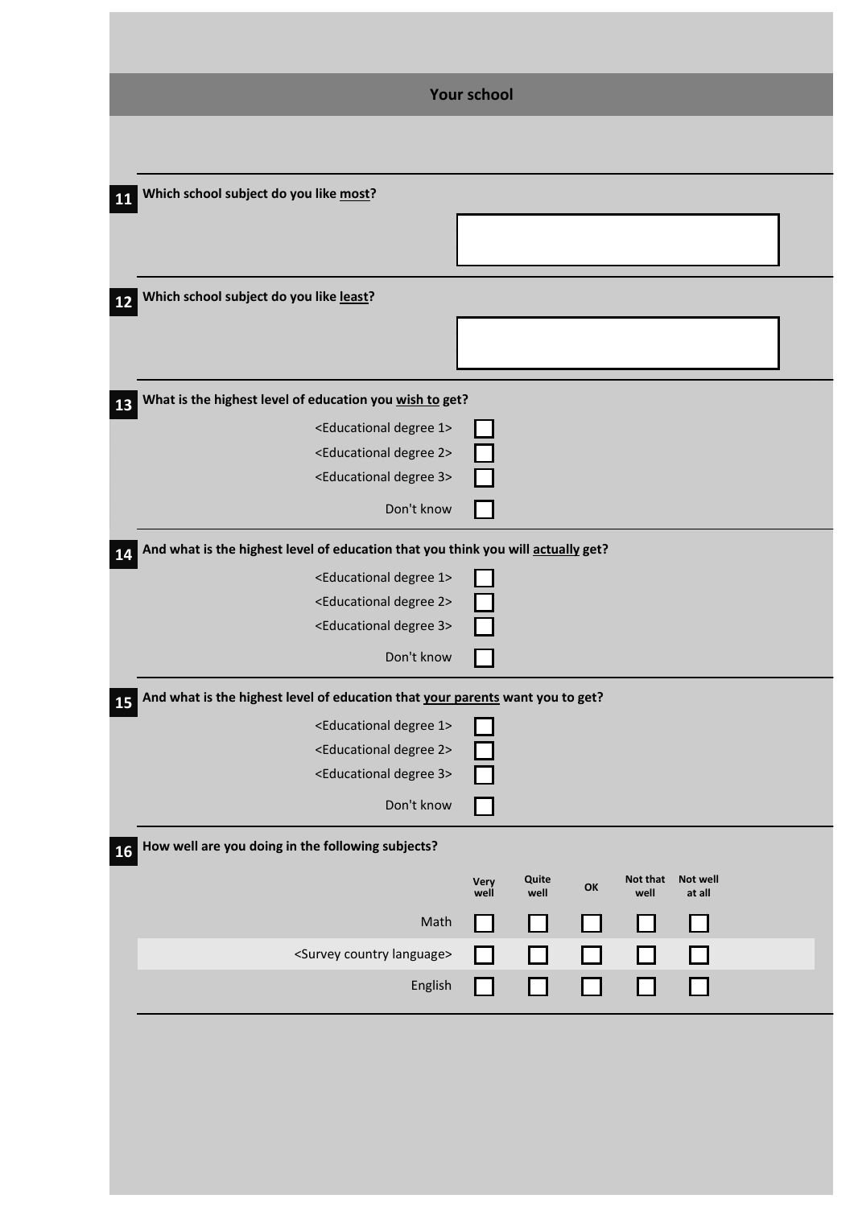## Your school

**11** **Which school subject do you like <u>most</u>?**

**12** **Which school subject do you like <u>least</u>?**

**13** **What is the highest level of education you <u>wish to</u> get?**

- <Educational degree 1> ☐
- <Educational degree 2> ☐
- <Educational degree 3> ☐
- Don't know ☐

**14** **And what is the highest level of education that you think you will <u>actually</u> get?**

- <Educational degree 1> ☐
- <Educational degree 2> ☐
- <Educational degree 3> ☐
- Don't know ☐

**15** **And what is the highest level of education that <u>your parents</u> want you to get?**

- <Educational degree 1> ☐
- <Educational degree 2> ☐
- <Educational degree 3> ☐
- Don't know ☐

**16** **How well are you doing in the following subjects?**

| | Very well | Quite well | OK | Not that well | Not well at all |
|---|---|---|---|---|---|
| Math | ☐ | ☐ | ☐ | ☐ | ☐ |
| <Survey country language> | ☐ | ☐ | ☐ | ☐ | ☐ |
| English | ☐ | ☐ | ☐ | ☐ | ☐ |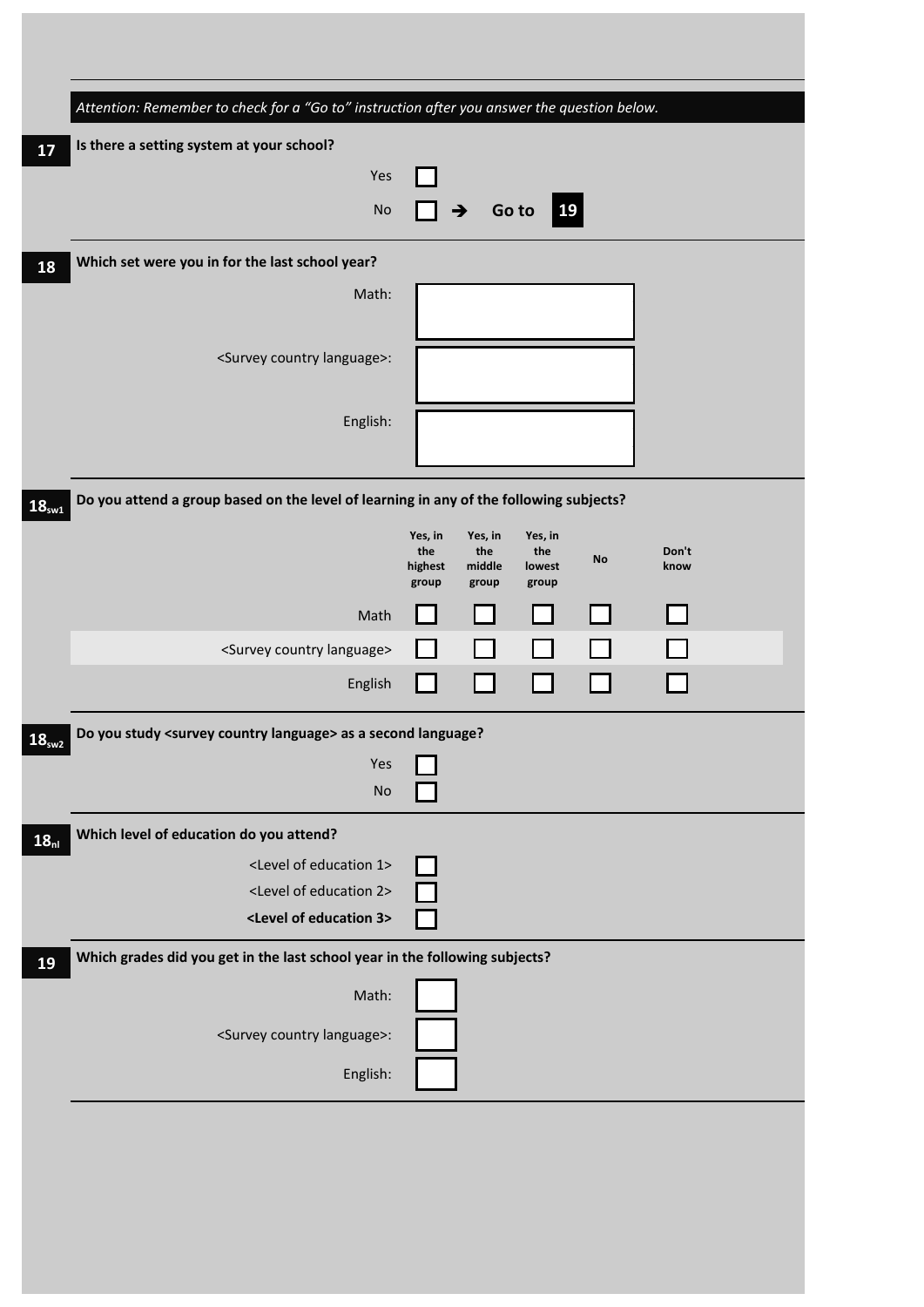*Attention: Remember to check for a "Go to" instruction after you answer the question below.*

**17** **Is there a setting system at your school?**

- Yes ☐
- No ☐ ➔ **Go to 19**

**18** **Which set were you in for the last school year?**

Math: ☐

<Survey country language>: ☐

English: ☐

**$18_{sw1}$** **Do you attend a group based on the level of learning in any of the following subjects?**

| | Yes, in the highest group | Yes, in the middle group | Yes, in the lowest group | No | Don't know |
|---|---|---|---|---|---|
| Math | ☐ | ☐ | ☐ | ☐ | ☐ |
| <Survey country language> | ☐ | ☐ | ☐ | ☐ | ☐ |
| English | ☐ | ☐ | ☐ | ☐ | ☐ |

**$18_{sw2}$** **Do you study <survey country language> as a second language?**

- Yes ☐
- No ☐

**$18_{nl}$** **Which level of education do you attend?**

- <Level of education 1> ☐
- <Level of education 2> ☐
- **<Level of education 3>** ☐

**19** **Which grades did you get in the last school year in the following subjects?**

Math: ☐

<Survey country language>: ☐

English: ☐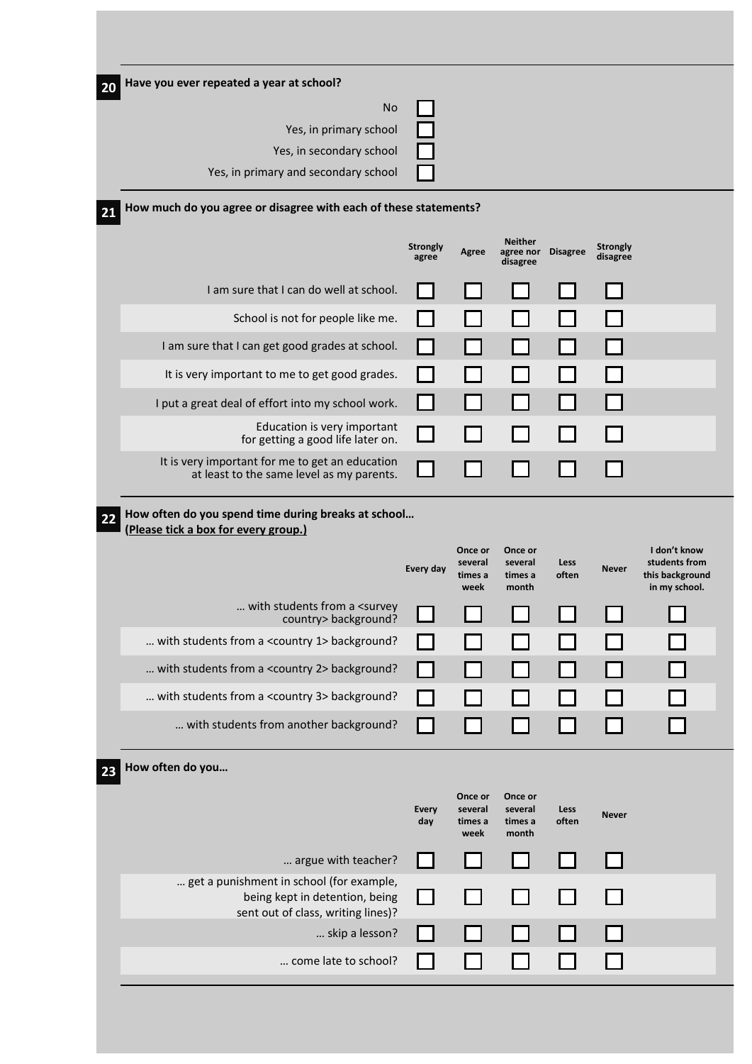**20** Have you ever repeated a year at school?

- No ☐
- Yes, in primary school ☐
- Yes, in secondary school ☐
- Yes, in primary and secondary school ☐

**21** How much do you agree or disagree with each of these statements?

| | Strongly agree | Agree | Neither agree nor disagree | Disagree | Strongly disagree |
|---|---|---|---|---|---|
| I am sure that I can do well at school. | ☐ | ☐ | ☐ | ☐ | ☐ |
| School is not for people like me. | ☐ | ☐ | ☐ | ☐ | ☐ |
| I am sure that I can get good grades at school. | ☐ | ☐ | ☐ | ☐ | ☐ |
| It is very important to me to get good grades. | ☐ | ☐ | ☐ | ☐ | ☐ |
| I put a great deal of effort into my school work. | ☐ | ☐ | ☐ | ☐ | ☐ |
| Education is very important for getting a good life later on. | ☐ | ☐ | ☐ | ☐ | ☐ |
| It is very important for me to get an education at least to the same level as my parents. | ☐ | ☐ | ☐ | ☐ | ☐ |

**22** How often do you spend time during breaks at school…
(<u>Please tick a box for every group.</u>)

| | Every day | Once or several times a week | Once or several times a month | Less often | Never | I don't know students from this background in my school. |
|---|---|---|---|---|---|---|
| … with students from a <survey country> background? | ☐ | ☐ | ☐ | ☐ | ☐ | ☐ |
| … with students from a <country 1> background? | ☐ | ☐ | ☐ | ☐ | ☐ | ☐ |
| … with students from a <country 2> background? | ☐ | ☐ | ☐ | ☐ | ☐ | ☐ |
| … with students from a <country 3> background? | ☐ | ☐ | ☐ | ☐ | ☐ | ☐ |
| … with students from another background? | ☐ | ☐ | ☐ | ☐ | ☐ | ☐ |

**23** How often do you…

| | Every day | Once or several times a week | Once or several times a month | Less often | Never |
|---|---|---|---|---|---|
| … argue with teacher? | ☐ | ☐ | ☐ | ☐ | ☐ |
| … get a punishment in school (for example, being kept in detention, being sent out of class, writing lines)? | ☐ | ☐ | ☐ | ☐ | ☐ |
| … skip a lesson? | ☐ | ☐ | ☐ | ☐ | ☐ |
| … come late to school? | ☐ | ☐ | ☐ | ☐ | ☐ |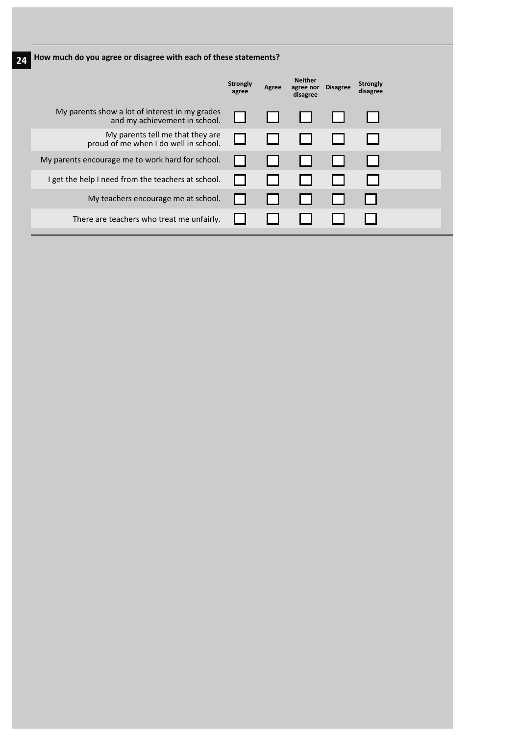**24** **How much do you agree or disagree with each of these statements?**

| | Strongly agree | Agree | Neither agree nor disagree | Disagree | Strongly disagree |
|---|---|---|---|---|---|
| My parents show a lot of interest in my grades and my achievement in school. | ☐ | ☐ | ☐ | ☐ | ☐ |
| My parents tell me that they are proud of me when I do well in school. | ☐ | ☐ | ☐ | ☐ | ☐ |
| My parents encourage me to work hard for school. | ☐ | ☐ | ☐ | ☐ | ☐ |
| I get the help I need from the teachers at school. | ☐ | ☐ | ☐ | ☐ | ☐ |
| My teachers encourage me at school. | ☐ | ☐ | ☐ | ☐ | ☐ |
| There are teachers who treat me unfairly. | ☐ | ☐ | ☐ | ☐ | ☐ |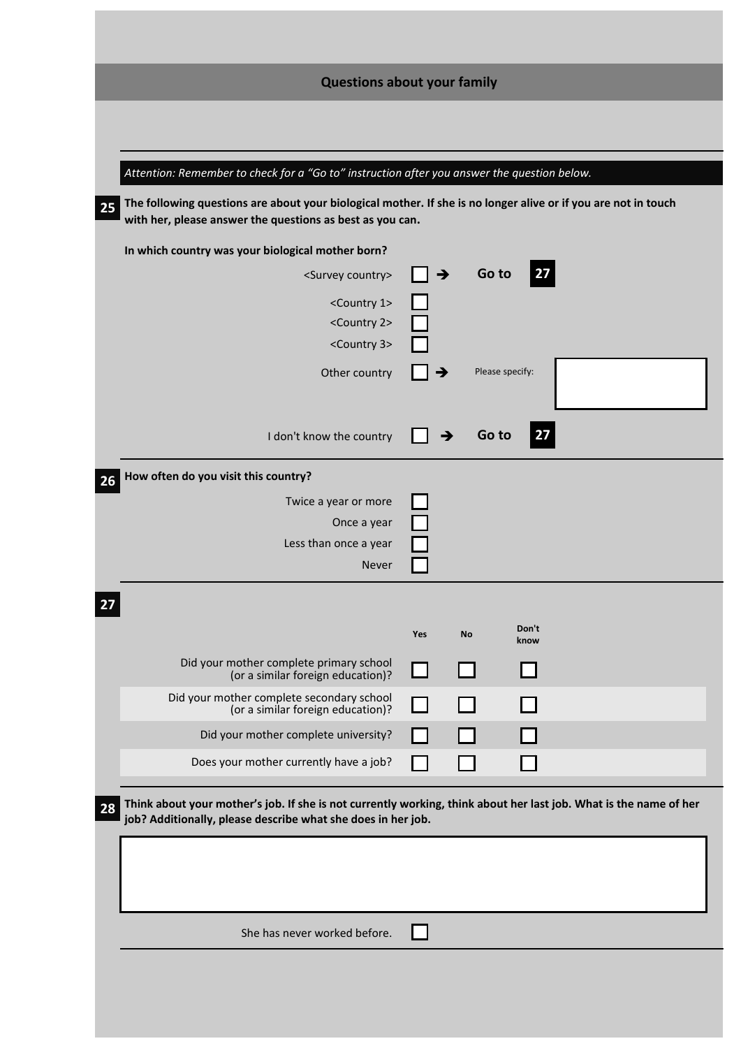## Questions about your family

*Attention: Remember to check for a "Go to" instruction after you answer the question below.*

**25** **The following questions are about your biological mother. If she is no longer alive or if you are not in touch with her, please answer the questions as best as you can.**

**In which country was your biological mother born?**

- <Survey country> ☐ ➔ **Go to 27**
- <Country 1> ☐
- <Country 2> ☐
- <Country 3> ☐
- Other country ☐ ➔ Please specify: ____________
- I don't know the country ☐ ➔ **Go to 27**

**26** **How often do you visit this country?**

- Twice a year or more ☐
- Once a year ☐
- Less than once a year ☐
- Never ☐

**27**

| | Yes | No | Don't know |
|---|---|---|---|
| Did your mother complete primary school (or a similar foreign education)? | ☐ | ☐ | ☐ |
| Did your mother complete secondary school (or a similar foreign education)? | ☐ | ☐ | ☐ |
| Did your mother complete university? | ☐ | ☐ | ☐ |
| Does your mother currently have a job? | ☐ | ☐ | ☐ |

**28** **Think about your mother's job. If she is not currently working, think about her last job. What is the name of her job? Additionally, please describe what she does in her job.**

____________

She has never worked before. ☐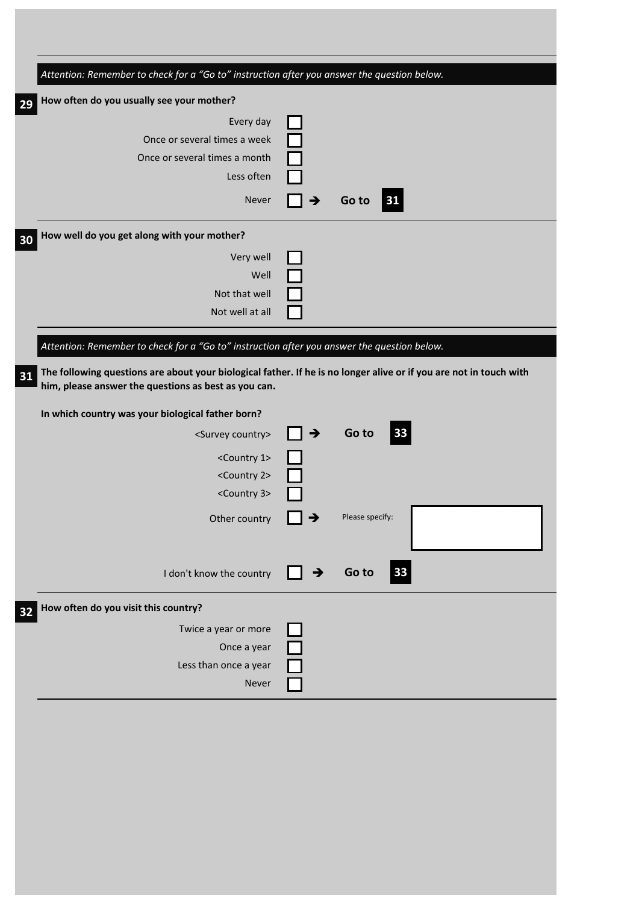*Attention: Remember to check for a "Go to" instruction after you answer the question below.*

**29** **How often do you usually see your mother?**

- Every day ☐
- Once or several times a week ☐
- Once or several times a month ☐
- Less often ☐
- Never ☐ → **Go to 31**

**30** **How well do you get along with your mother?**

- Very well ☐
- Well ☐
- Not that well ☐
- Not well at all ☐

*Attention: Remember to check for a "Go to" instruction after you answer the question below.*

**31** **The following questions are about your biological father. If he is no longer alive or if you are not in touch with him, please answer the questions as best as you can.**

**In which country was your biological father born?**

- <Survey country> ☐ → **Go to 33**
- <Country 1> ☐
- <Country 2> ☐
- <Country 3> ☐
- Other country ☐ → Please specify: ____________
- I don't know the country ☐ → **Go to 33**

**32** **How often do you visit this country?**

- Twice a year or more ☐
- Once a year ☐
- Less than once a year ☐
- Never ☐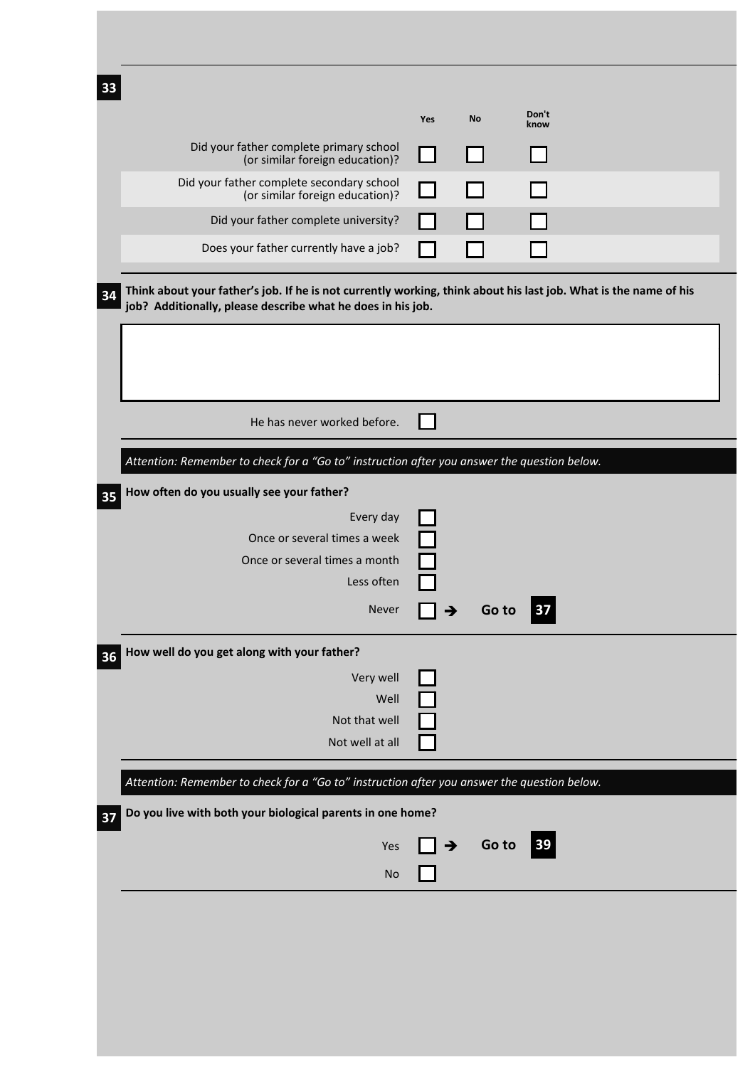**33**

| | Yes | No | Don't know |
|---|---|---|---|
| Did your father complete primary school (or similar foreign education)? | ☐ | ☐ | ☐ |
| Did your father complete secondary school (or similar foreign education)? | ☐ | ☐ | ☐ |
| Did your father complete university? | ☐ | ☐ | ☐ |
| Does your father currently have a job? | ☐ | ☐ | ☐ |

**34** **Think about your father's job. If he is not currently working, think about his last job. What is the name of his job? Additionally, please describe what he does in his job.**

He has never worked before. ☐

*Attention: Remember to check for a "Go to" instruction after you answer the question below.*

**35** **How often do you usually see your father?**

- Every day ☐
- Once or several times a week ☐
- Once or several times a month ☐
- Less often ☐
- Never ☐ → **Go to 37**

**36** **How well do you get along with your father?**

- Very well ☐
- Well ☐
- Not that well ☐
- Not well at all ☐

*Attention: Remember to check for a "Go to" instruction after you answer the question below.*

**37** **Do you live with both your biological parents in one home?**

- Yes ☐ → **Go to 39**
- No ☐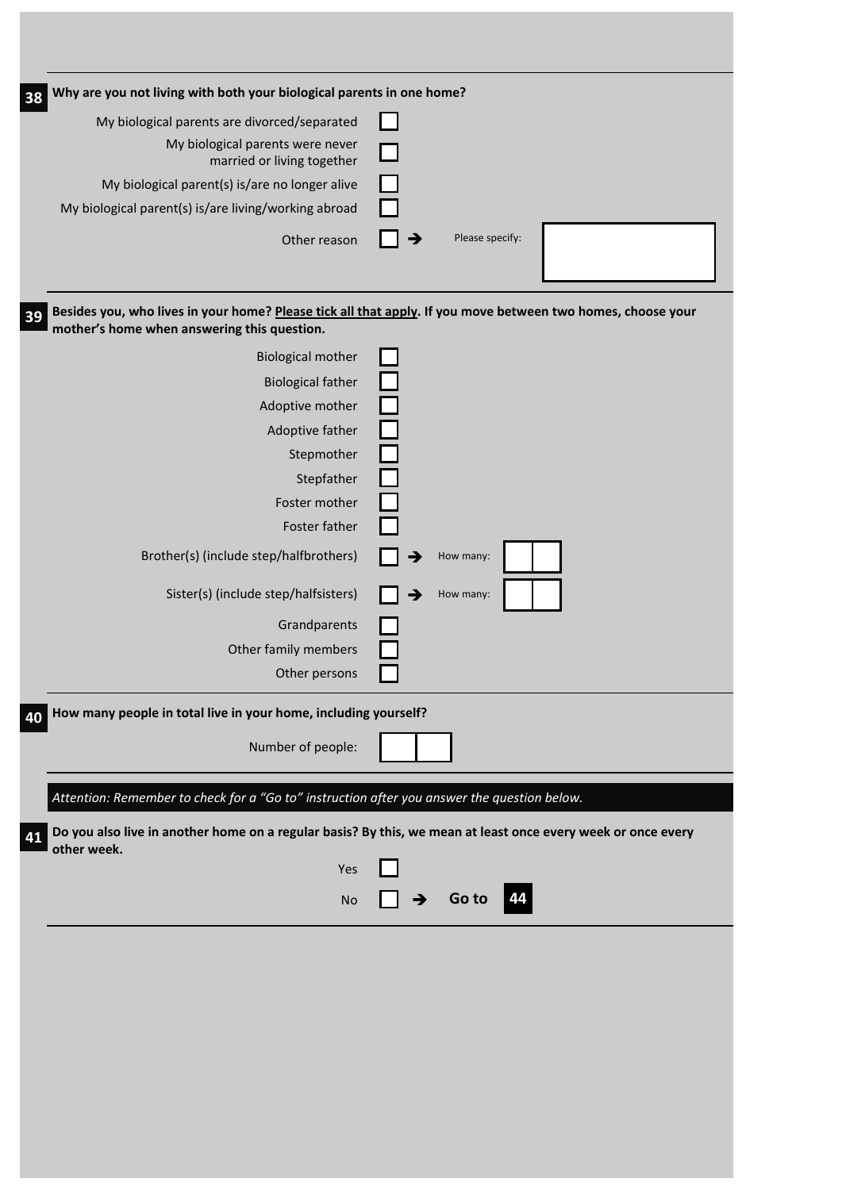**38** **Why are you not living with both your biological parents in one home?**

- My biological parents are divorced/separated ☐
- My biological parents were never married or living together ☐
- My biological parent(s) is/are no longer alive ☐
- My biological parent(s) is/are living/working abroad ☐
- Other reason ☐ → Please specify: ________

**39** **Besides you, who lives in your home? Please tick all that apply. If you move between two homes, choose your mother's home when answering this question.**

- Biological mother ☐
- Biological father ☐
- Adoptive mother ☐
- Adoptive father ☐
- Stepmother ☐
- Stepfather ☐
- Foster mother ☐
- Foster father ☐
- Brother(s) (include step/halfbrothers) ☐ → How many: ☐☐
- Sister(s) (include step/halfsisters) ☐ → How many: ☐☐
- Grandparents ☐
- Other family members ☐
- Other persons ☐

**40** **How many people in total live in your home, including yourself?**

Number of people: ☐☐

*Attention: Remember to check for a "Go to" instruction after you answer the question below.*

**41** **Do you also live in another home on a regular basis? By this, we mean at least once every week or once every other week.**

- Yes ☐
- No ☐ → **Go to 44**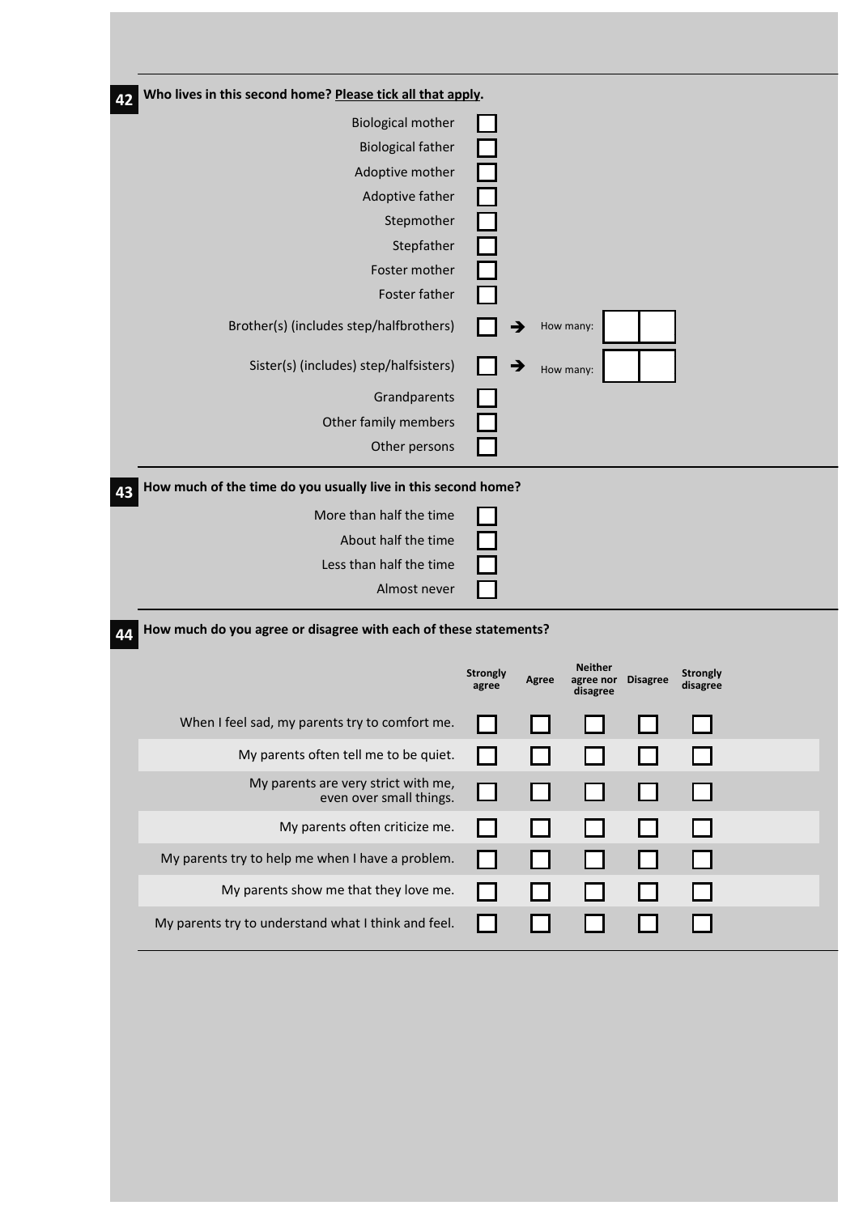**42** **Who lives in this second home? Please tick all that apply.**

- Biological mother ☐
- Biological father ☐
- Adoptive mother ☐
- Adoptive father ☐
- Stepmother ☐
- Stepfather ☐
- Foster mother ☐
- Foster father ☐
- Brother(s) (includes step/halfbrothers) ☐ → How many: ☐☐
- Sister(s) (includes) step/halfsisters) ☐ → How many: ☐☐
- Grandparents ☐
- Other family members ☐
- Other persons ☐

**43** **How much of the time do you usually live in this second home?**

- More than half the time ☐
- About half the time ☐
- Less than half the time ☐
- Almost never ☐

**44** **How much do you agree or disagree with each of these statements?**

| | Strongly agree | Agree | Neither agree nor disagree | Disagree | Strongly disagree |
|---|---|---|---|---|---|
| When I feel sad, my parents try to comfort me. | ☐ | ☐ | ☐ | ☐ | ☐ |
| My parents often tell me to be quiet. | ☐ | ☐ | ☐ | ☐ | ☐ |
| My parents are very strict with me, even over small things. | ☐ | ☐ | ☐ | ☐ | ☐ |
| My parents often criticize me. | ☐ | ☐ | ☐ | ☐ | ☐ |
| My parents try to help me when I have a problem. | ☐ | ☐ | ☐ | ☐ | ☐ |
| My parents show me that they love me. | ☐ | ☐ | ☐ | ☐ | ☐ |
| My parents try to understand what I think and feel. | ☐ | ☐ | ☐ | ☐ | ☐ |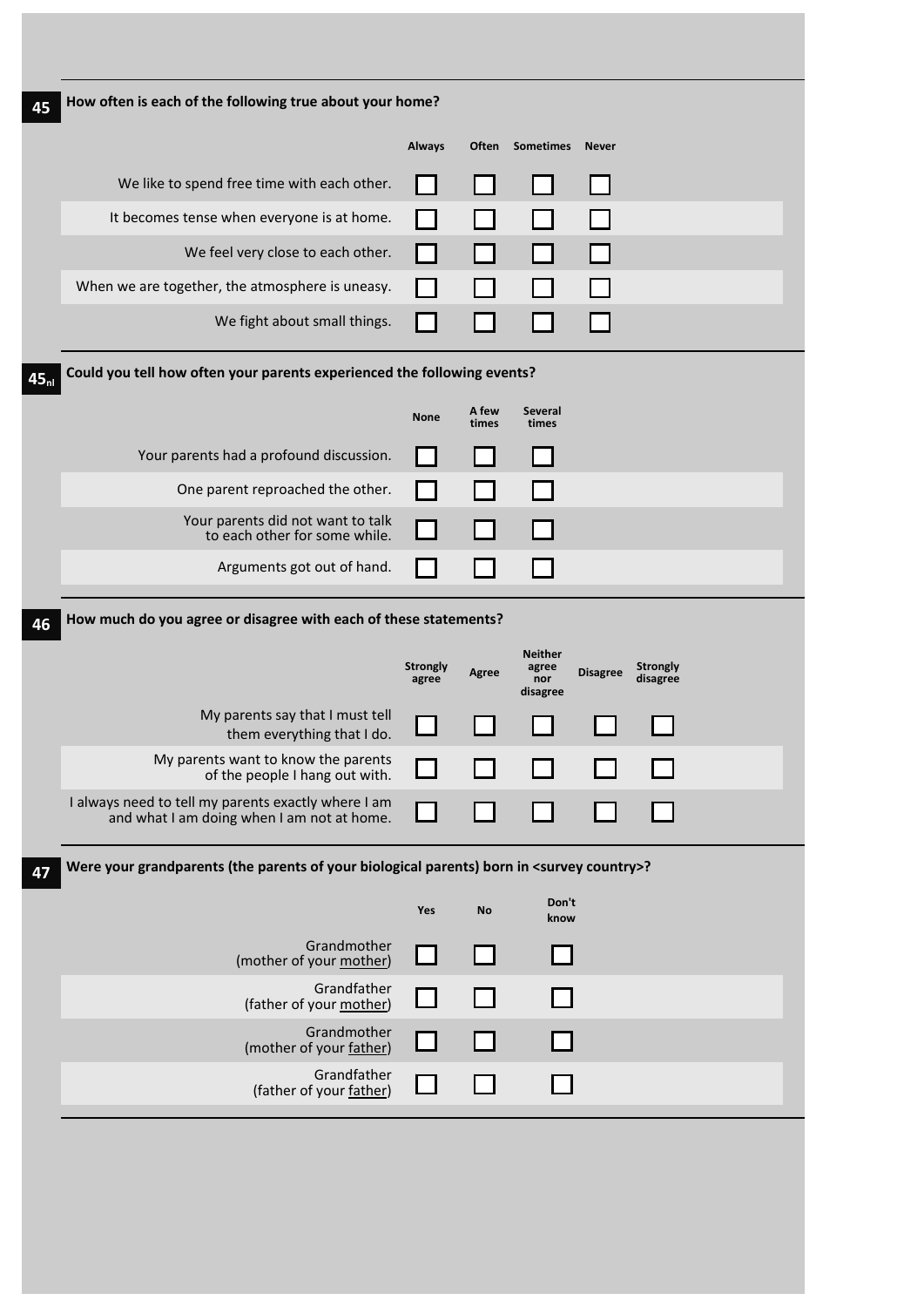**45** How often is each of the following true about your home?

| | Always | Often | Sometimes | Never |
|---|---|---|---|---|
| We like to spend free time with each other. | ☐ | ☐ | ☐ | ☐ |
| It becomes tense when everyone is at home. | ☐ | ☐ | ☐ | ☐ |
| We feel very close to each other. | ☐ | ☐ | ☐ | ☐ |
| When we are together, the atmosphere is uneasy. | ☐ | ☐ | ☐ | ☐ |
| We fight about small things. | ☐ | ☐ | ☐ | ☐ |

**$45_{nl}$** Could you tell how often your parents experienced the following events?

| | None | A few times | Several times |
|---|---|---|---|
| Your parents had a profound discussion. | ☐ | ☐ | ☐ |
| One parent reproached the other. | ☐ | ☐ | ☐ |
| Your parents did not want to talk to each other for some while. | ☐ | ☐ | ☐ |
| Arguments got out of hand. | ☐ | ☐ | ☐ |

**46** How much do you agree or disagree with each of these statements?

| | Strongly agree | Agree | Neither agree nor disagree | Disagree | Strongly disagree |
|---|---|---|---|---|---|
| My parents say that I must tell them everything that I do. | ☐ | ☐ | ☐ | ☐ | ☐ |
| My parents want to know the parents of the people I hang out with. | ☐ | ☐ | ☐ | ☐ | ☐ |
| I always need to tell my parents exactly where I am and what I am doing when I am not at home. | ☐ | ☐ | ☐ | ☐ | ☐ |

**47** Were your grandparents (the parents of your biological parents) born in <survey country>?

| | Yes | No | Don't know |
|---|---|---|---|
| Grandmother (mother of your mother) | ☐ | ☐ | ☐ |
| Grandfather (father of your mother) | ☐ | ☐ | ☐ |
| Grandmother (mother of your father) | ☐ | ☐ | ☐ |
| Grandfather (father of your father) | ☐ | ☐ | ☐ |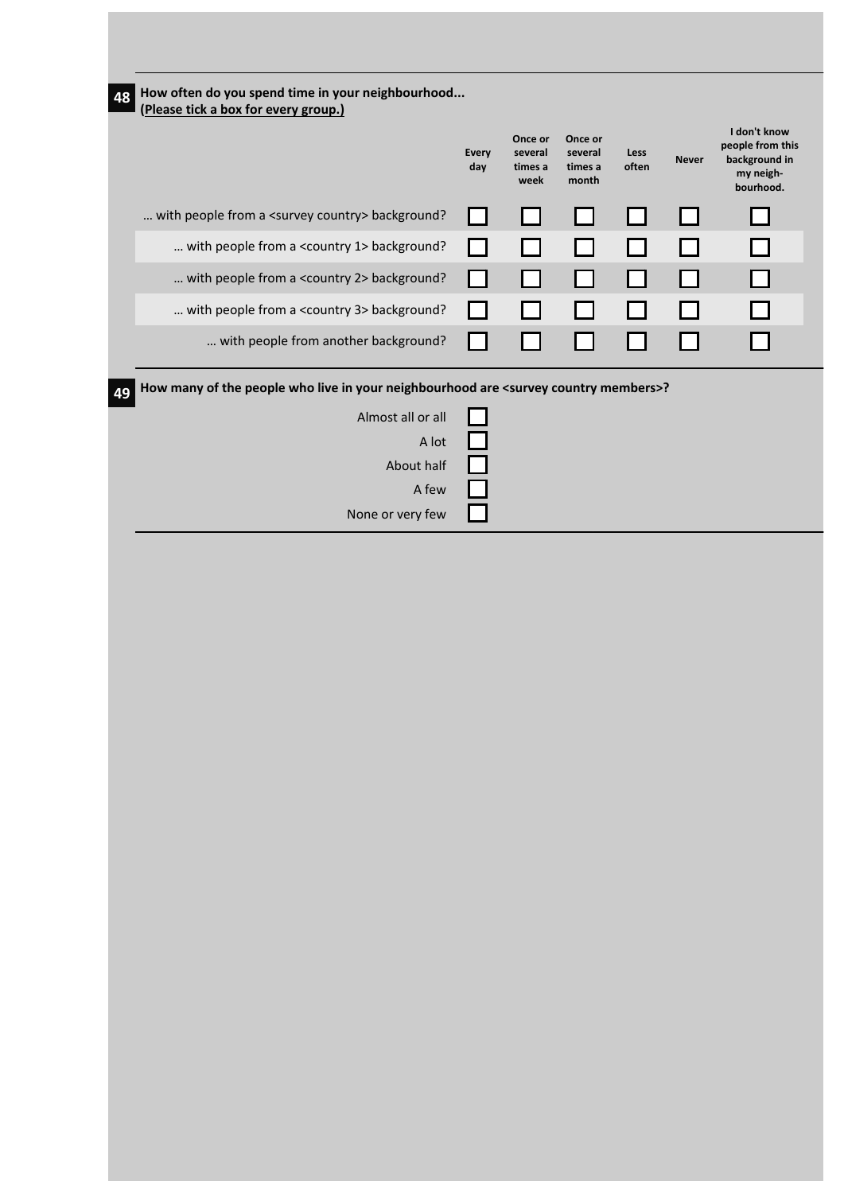**48** **How often do you spend time in your neighbourhood...**
**(Please tick a box for every group.)**

| | Every day | Once or several times a week | Once or several times a month | Less often | Never | I don't know people from this background in my neighbourhood. |
|---|---|---|---|---|---|---|
| … with people from a <survey country> background? | ☐ | ☐ | ☐ | ☐ | ☐ | ☐ |
| … with people from a <country 1> background? | ☐ | ☐ | ☐ | ☐ | ☐ | ☐ |
| … with people from a <country 2> background? | ☐ | ☐ | ☐ | ☐ | ☐ | ☐ |
| … with people from a <country 3> background? | ☐ | ☐ | ☐ | ☐ | ☐ | ☐ |
| … with people from another background? | ☐ | ☐ | ☐ | ☐ | ☐ | ☐ |

**49** **How many of the people who live in your neighbourhood are <survey country members>?**

- Almost all or all ☐
- A lot ☐
- About half ☐
- A few ☐
- None or very few ☐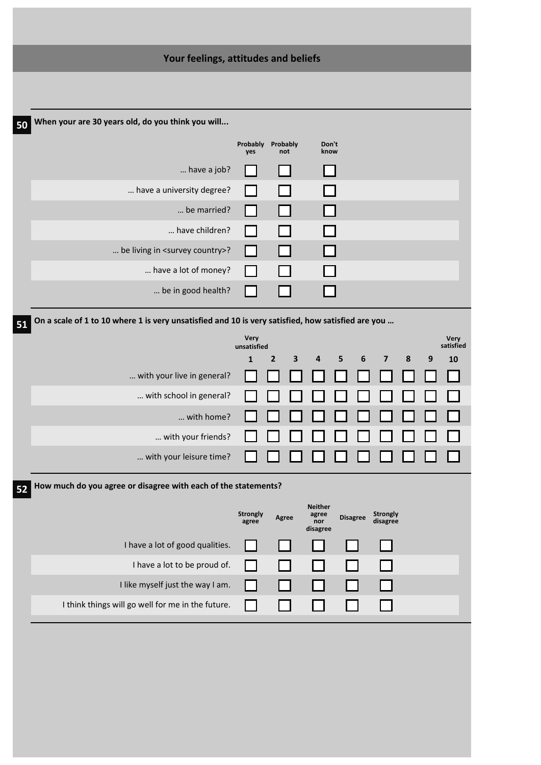## Your feelings, attitudes and beliefs

**50** **When your are 30 years old, do you think you will...**

| | Probably yes | Probably not | Don't know |
|---|---|---|---|
| … have a job? | ☐ | ☐ | ☐ |
| … have a university degree? | ☐ | ☐ | ☐ |
| … be married? | ☐ | ☐ | ☐ |
| … have children? | ☐ | ☐ | ☐ |
| … be living in <survey country>? | ☐ | ☐ | ☐ |
| … have a lot of money? | ☐ | ☐ | ☐ |
| … be in good health? | ☐ | ☐ | ☐ |

**51** **On a scale of 1 to 10 where 1 is very unsatisfied and 10 is very satisfied, how satisfied are you …**

| | Very unsatisfied 1 | 2 | 3 | 4 | 5 | 6 | 7 | 8 | 9 | Very satisfied 10 |
|---|---|---|---|---|---|---|---|---|---|---|
| … with your live in general? | ☐ | ☐ | ☐ | ☐ | ☐ | ☐ | ☐ | ☐ | ☐ | ☐ |
| … with school in general? | ☐ | ☐ | ☐ | ☐ | ☐ | ☐ | ☐ | ☐ | ☐ | ☐ |
| … with home? | ☐ | ☐ | ☐ | ☐ | ☐ | ☐ | ☐ | ☐ | ☐ | ☐ |
| … with your friends? | ☐ | ☐ | ☐ | ☐ | ☐ | ☐ | ☐ | ☐ | ☐ | ☐ |
| … with your leisure time? | ☐ | ☐ | ☐ | ☐ | ☐ | ☐ | ☐ | ☐ | ☐ | ☐ |

**52** **How much do you agree or disagree with each of the statements?**

| | Strongly agree | Agree | Neither agree nor disagree | Disagree | Strongly disagree |
|---|---|---|---|---|---|
| I have a lot of good qualities. | ☐ | ☐ | ☐ | ☐ | ☐ |
| I have a lot to be proud of. | ☐ | ☐ | ☐ | ☐ | ☐ |
| I like myself just the way I am. | ☐ | ☐ | ☐ | ☐ | ☐ |
| I think things will go well for me in the future. | ☐ | ☐ | ☐ | ☐ | ☐ |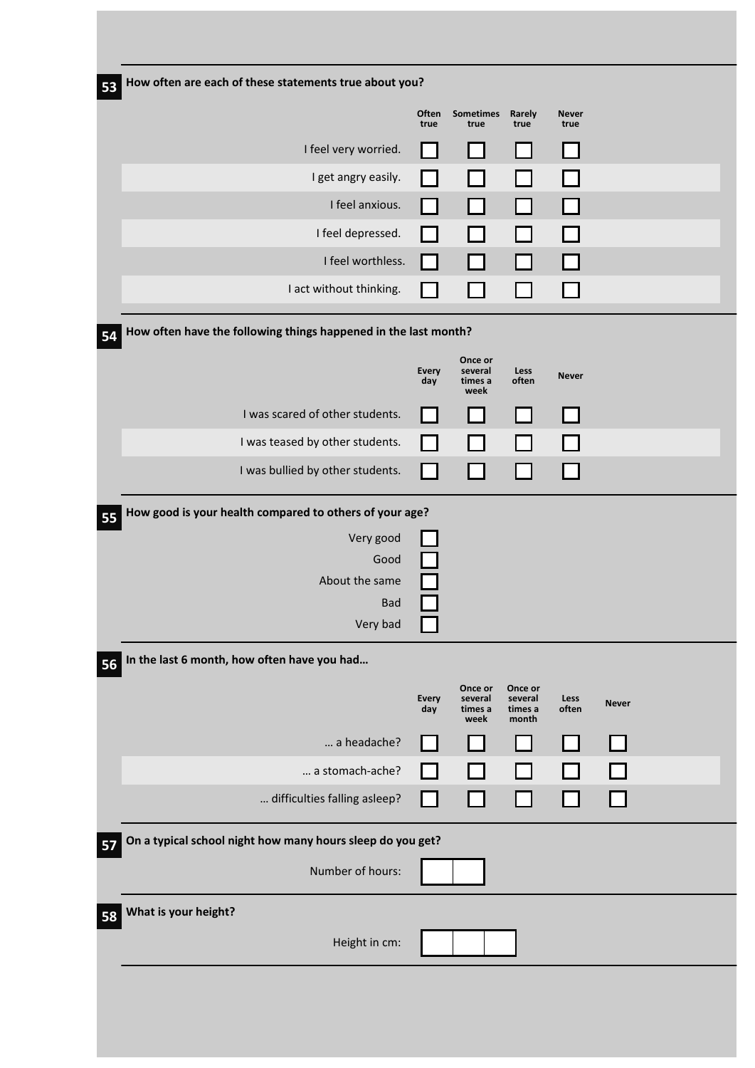**53** How often are each of these statements true about you?

| | Often true | Sometimes true | Rarely true | Never true |
|---|---|---|---|---|
| I feel very worried. | ☐ | ☐ | ☐ | ☐ |
| I get angry easily. | ☐ | ☐ | ☐ | ☐ |
| I feel anxious. | ☐ | ☐ | ☐ | ☐ |
| I feel depressed. | ☐ | ☐ | ☐ | ☐ |
| I feel worthless. | ☐ | ☐ | ☐ | ☐ |
| I act without thinking. | ☐ | ☐ | ☐ | ☐ |

**54** How often have the following things happened in the last month?

| | Every day | Once or several times a week | Less often | Never |
|---|---|---|---|---|
| I was scared of other students. | ☐ | ☐ | ☐ | ☐ |
| I was teased by other students. | ☐ | ☐ | ☐ | ☐ |
| I was bullied by other students. | ☐ | ☐ | ☐ | ☐ |

**55** How good is your health compared to others of your age?

- Very good ☐
- Good ☐
- About the same ☐
- Bad ☐
- Very bad ☐

**56** In the last 6 month, how often have you had…

| | Every day | Once or several times a week | Once or several times a month | Less often | Never |
|---|---|---|---|---|---|
| … a headache? | ☐ | ☐ | ☐ | ☐ | ☐ |
| … a stomach-ache? | ☐ | ☐ | ☐ | ☐ | ☐ |
| … difficulties falling asleep? | ☐ | ☐ | ☐ | ☐ | ☐ |

**57** On a typical school night how many hours sleep do you get?

Number of hours: ☐☐

**58** What is your height?

Height in cm: ☐☐☐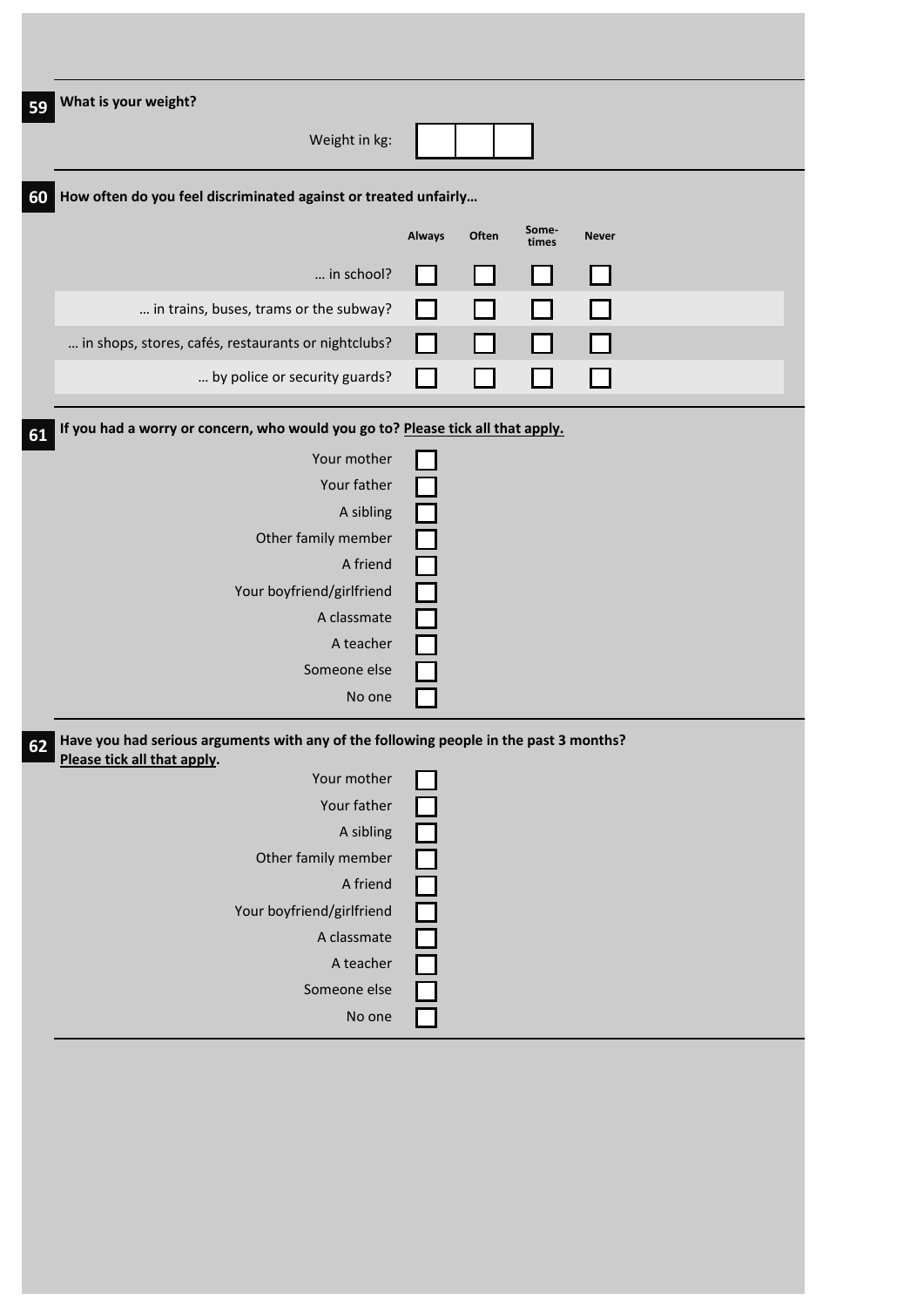**59** **What is your weight?**

Weight in kg: ☐☐☐

**60** **How often do you feel discriminated against or treated unfairly…**

| | Always | Often | Sometimes | Never |
|---|---|---|---|---|
| … in school? | ☐ | ☐ | ☐ | ☐ |
| … in trains, buses, trams or the subway? | ☐ | ☐ | ☐ | ☐ |
| … in shops, stores, cafés, restaurants or nightclubs? | ☐ | ☐ | ☐ | ☐ |
| … by police or security guards? | ☐ | ☐ | ☐ | ☐ |

**61** **If you had a worry or concern, who would you go to? Please tick all that apply.**

- Your mother ☐
- Your father ☐
- A sibling ☐
- Other family member ☐
- A friend ☐
- Your boyfriend/girlfriend ☐
- A classmate ☐
- A teacher ☐
- Someone else ☐
- No one ☐

**62** **Have you had serious arguments with any of the following people in the past 3 months? Please tick all that apply.**

- Your mother ☐
- Your father ☐
- A sibling ☐
- Other family member ☐
- A friend ☐
- Your boyfriend/girlfriend ☐
- A classmate ☐
- A teacher ☐
- Someone else ☐
- No one ☐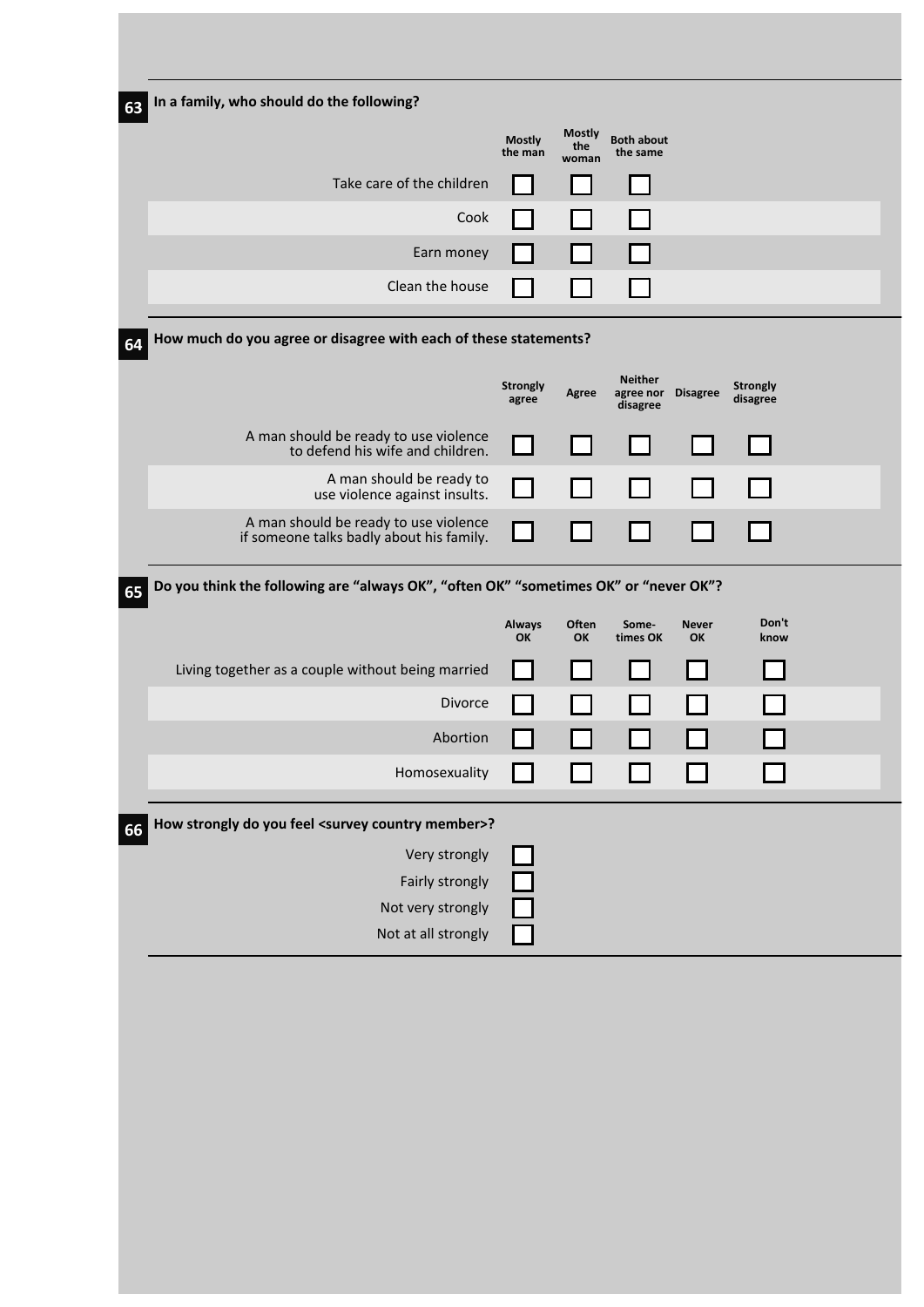**63** In a family, who should do the following?

| | Mostly the man | Mostly the woman | Both about the same |
|---|---|---|---|
| Take care of the children | ☐ | ☐ | ☐ |
| Cook | ☐ | ☐ | ☐ |
| Earn money | ☐ | ☐ | ☐ |
| Clean the house | ☐ | ☐ | ☐ |

**64** How much do you agree or disagree with each of these statements?

| | Strongly agree | Agree | Neither agree nor disagree | Disagree | Strongly disagree |
|---|---|---|---|---|---|
| A man should be ready to use violence to defend his wife and children. | ☐ | ☐ | ☐ | ☐ | ☐ |
| A man should be ready to use violence against insults. | ☐ | ☐ | ☐ | ☐ | ☐ |
| A man should be ready to use violence if someone talks badly about his family. | ☐ | ☐ | ☐ | ☐ | ☐ |

**65** Do you think the following are "always OK", "often OK" "sometimes OK" or "never OK"?

| | Always OK | Often OK | Some-times OK | Never OK | Don't know |
|---|---|---|---|---|---|
| Living together as a couple without being married | ☐ | ☐ | ☐ | ☐ | ☐ |
| Divorce | ☐ | ☐ | ☐ | ☐ | ☐ |
| Abortion | ☐ | ☐ | ☐ | ☐ | ☐ |
| Homosexuality | ☐ | ☐ | ☐ | ☐ | ☐ |

**66** How strongly do you feel <survey country member>?

- ☐ Very strongly
- ☐ Fairly strongly
- ☐ Not very strongly
- ☐ Not at all strongly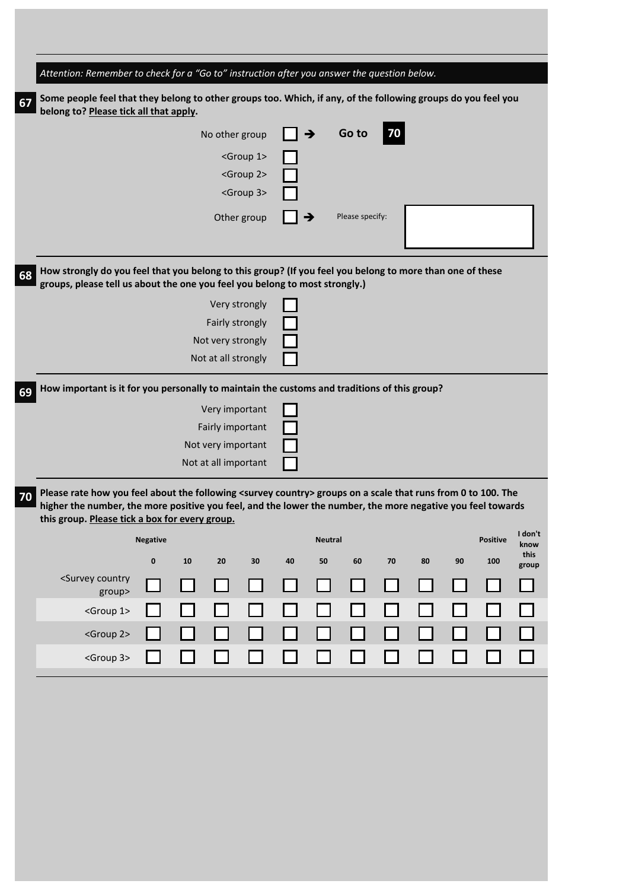*Attention: Remember to check for a "Go to" instruction after you answer the question below.*

**67** **Some people feel that they belong to other groups too. Which, if any, of the following groups do you feel you belong to? <u>Please tick all that apply</u>.**

- No other group ☐ → **Go to 70**
- <Group 1> ☐
- <Group 2> ☐
- <Group 3> ☐
- Other group ☐ → Please specify: ____________

**68** **How strongly do you feel that you belong to this group? (If you feel you belong to more than one of these groups, please tell us about the one you feel you belong to most strongly.)**

- Very strongly ☐
- Fairly strongly ☐
- Not very strongly ☐
- Not at all strongly ☐

**69** **How important is it for you personally to maintain the customs and traditions of this group?**

- Very important ☐
- Fairly important ☐
- Not very important ☐
- Not at all important ☐

**70** **Please rate how you feel about the following <survey country> groups on a scale that runs from 0 to 100. The higher the number, the more positive you feel, and the lower the number, the more negative you feel towards this group. <u>Please tick a box for every group.</u>**

| | Negative 0 | 10 | 20 | 30 | 40 | Neutral 50 | 60 | 70 | 80 | 90 | Positive 100 | I don't know this group |
|---|---|---|---|---|---|---|---|---|---|---|---|---|
| <Survey country group> | ☐ | ☐ | ☐ | ☐ | ☐ | ☐ | ☐ | ☐ | ☐ | ☐ | ☐ | ☐ |
| <Group 1> | ☐ | ☐ | ☐ | ☐ | ☐ | ☐ | ☐ | ☐ | ☐ | ☐ | ☐ | ☐ |
| <Group 2> | ☐ | ☐ | ☐ | ☐ | ☐ | ☐ | ☐ | ☐ | ☐ | ☐ | ☐ | ☐ |
| <Group 3> | ☐ | ☐ | ☐ | ☐ | ☐ | ☐ | ☐ | ☐ | ☐ | ☐ | ☐ | ☐ |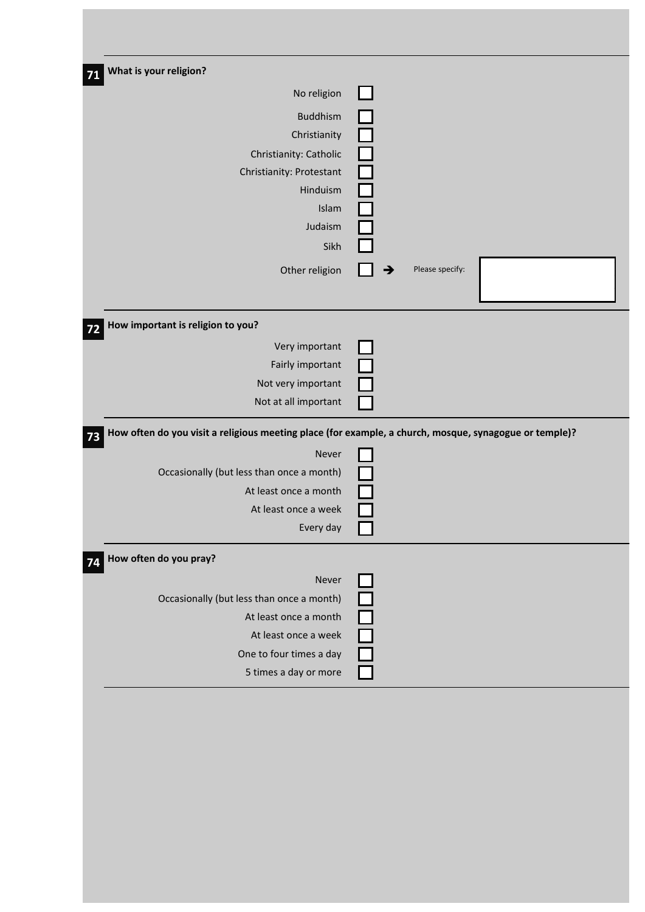**71** **What is your religion?**

- No religion ☐
- Buddhism ☐
- Christianity ☐
- Christianity: Catholic ☐
- Christianity: Protestant ☐
- Hinduism ☐
- Islam ☐
- Judaism ☐
- Sikh ☐
- Other religion ☐ → Please specify: ______

**72** **How important is religion to you?**

- Very important ☐
- Fairly important ☐
- Not very important ☐
- Not at all important ☐

**73** **How often do you visit a religious meeting place (for example, a church, mosque, synagogue or temple)?**

- Never ☐
- Occasionally (but less than once a month) ☐
- At least once a month ☐
- At least once a week ☐
- Every day ☐

**74** **How often do you pray?**

- Never ☐
- Occasionally (but less than once a month) ☐
- At least once a month ☐
- At least once a week ☐
- One to four times a day ☐
- 5 times a day or more ☐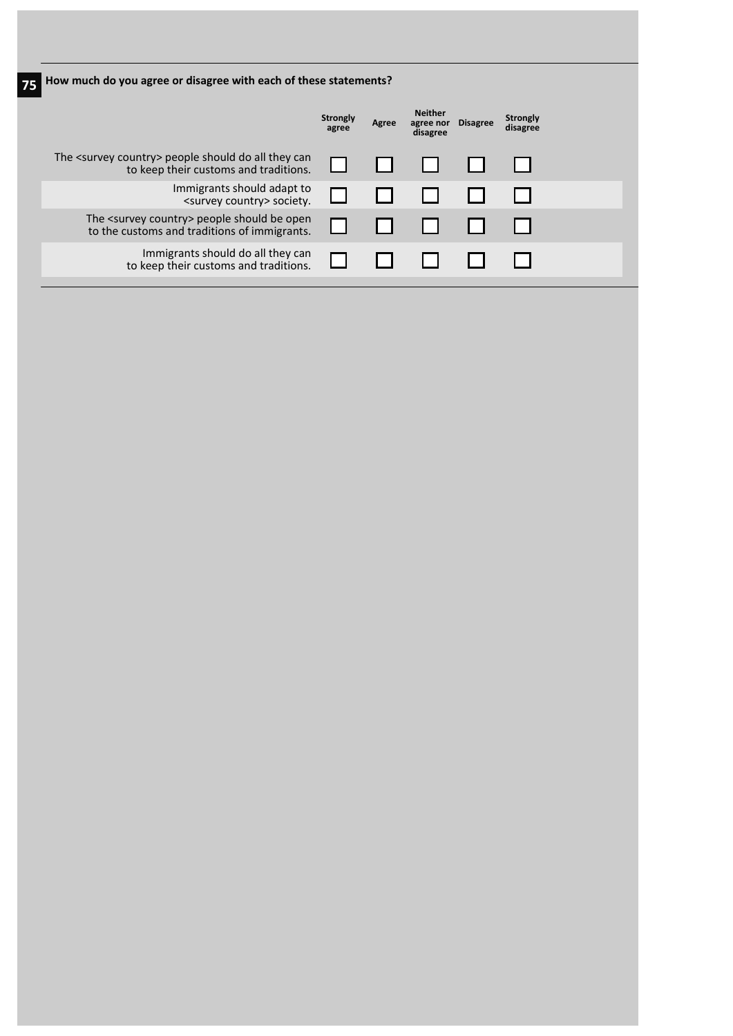**75** **How much do you agree or disagree with each of these statements?**

| | Strongly agree | Agree | Neither agree nor disagree | Disagree | Strongly disagree |
|---|---|---|---|---|---|
| The <survey country> people should do all they can to keep their customs and traditions. | ☐ | ☐ | ☐ | ☐ | ☐ |
| Immigrants should adapt to <survey country> society. | ☐ | ☐ | ☐ | ☐ | ☐ |
| The <survey country> people should be open to the customs and traditions of immigrants. | ☐ | ☐ | ☐ | ☐ | ☐ |
| Immigrants should do all they can to keep their customs and traditions. | ☐ | ☐ | ☐ | ☐ | ☐ |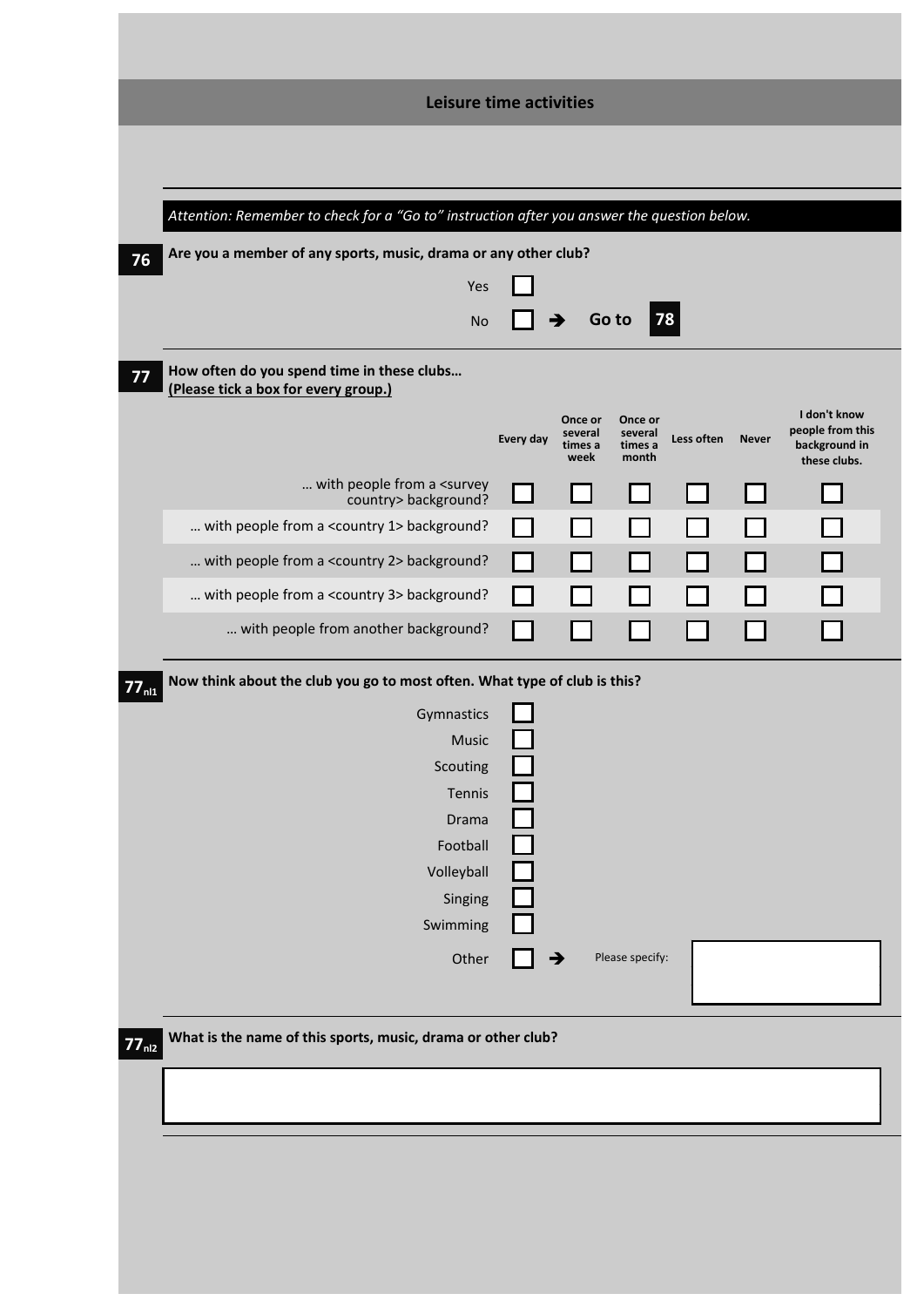## Leisure time activities

*Attention: Remember to check for a "Go to" instruction after you answer the question below.*

**76** **Are you a member of any sports, music, drama or any other club?**

- Yes ☐
- No ☐ ➔ **Go to 78**

**77** **How often do you spend time in these clubs…**
**(Please tick a box for every group.)**

| | Every day | Once or several times a week | Once or several times a month | Less often | Never | I don't know people from this background in these clubs. |
|---|---|---|---|---|---|---|
| … with people from a <survey country> background? | ☐ | ☐ | ☐ | ☐ | ☐ | ☐ |
| … with people from a <country 1> background? | ☐ | ☐ | ☐ | ☐ | ☐ | ☐ |
| … with people from a <country 2> background? | ☐ | ☐ | ☐ | ☐ | ☐ | ☐ |
| … with people from a <country 3> background? | ☐ | ☐ | ☐ | ☐ | ☐ | ☐ |
| … with people from another background? | ☐ | ☐ | ☐ | ☐ | ☐ | ☐ |

**$77_{nl1}$** **Now think about the club you go to most often. What type of club is this?**

- Gymnastics ☐
- Music ☐
- Scouting ☐
- Tennis ☐
- Drama ☐
- Football ☐
- Volleyball ☐
- Singing ☐
- Swimming ☐
- Other ☐ ➔ Please specify: ________

**$77_{nl2}$** **What is the name of this sports, music, drama or other club?**

________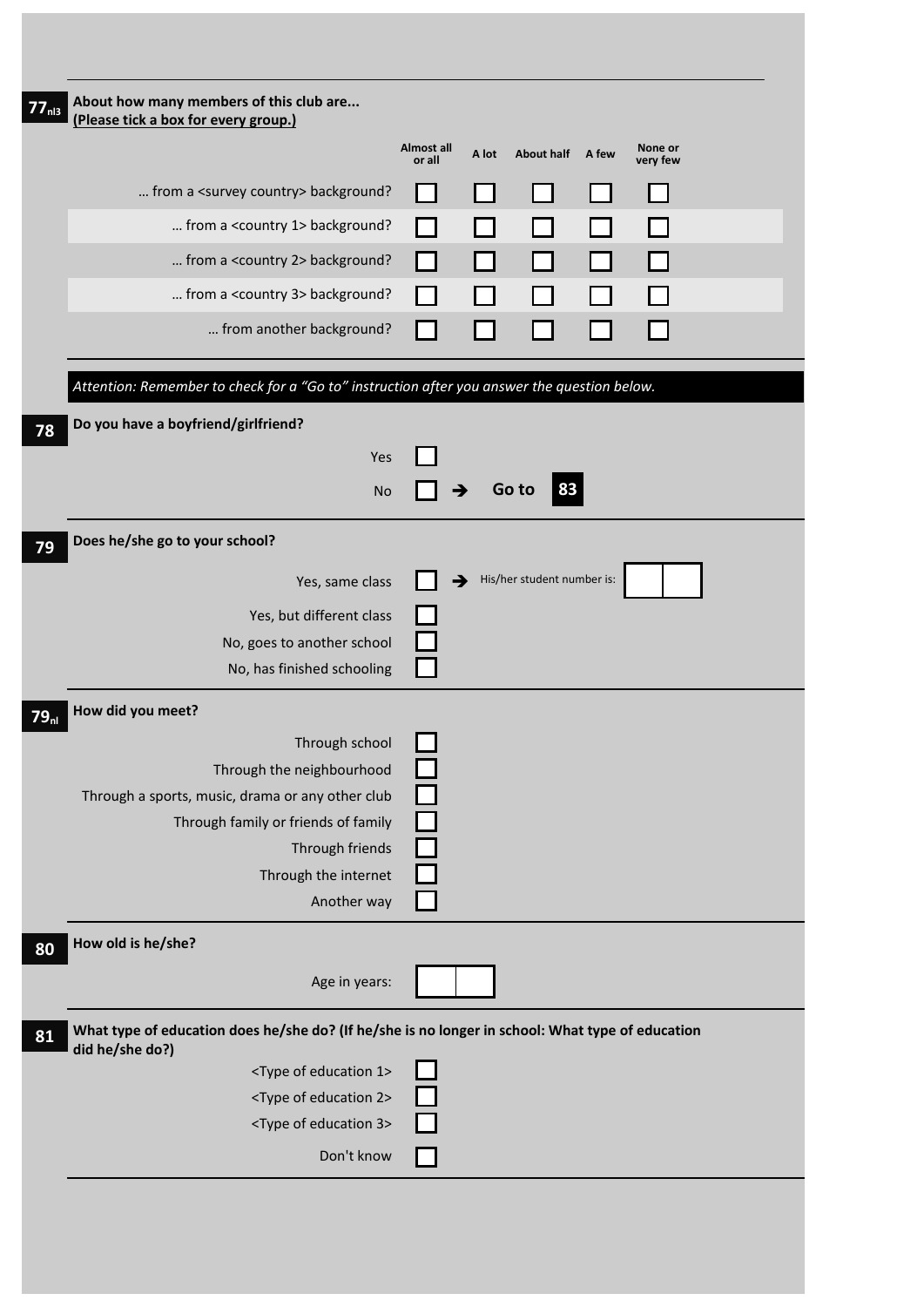**77nl3** **About how many members of this club are...**
**(Please tick a box for every group.)**

| | Almost all or all | A lot | About half | A few | None or very few |
|---|---|---|---|---|---|
| ... from a <survey country> background? | ☐ | ☐ | ☐ | ☐ | ☐ |
| ... from a <country 1> background? | ☐ | ☐ | ☐ | ☐ | ☐ |
| ... from a <country 2> background? | ☐ | ☐ | ☐ | ☐ | ☐ |
| ... from a <country 3> background? | ☐ | ☐ | ☐ | ☐ | ☐ |
| ... from another background? | ☐ | ☐ | ☐ | ☐ | ☐ |

*Attention: Remember to check for a "Go to" instruction after you answer the question below.*

**78** **Do you have a boyfriend/girlfriend?**

- Yes ☐
- No ☐ ➔ **Go to 83**

**79** **Does he/she go to your school?**

- Yes, same class ☐ ➔ His/her student number is: ☐☐
- Yes, but different class ☐
- No, goes to another school ☐
- No, has finished schooling ☐

**79nl** **How did you meet?**

- Through school ☐
- Through the neighbourhood ☐
- Through a sports, music, drama or any other club ☐
- Through family or friends of family ☐
- Through friends ☐
- Through the internet ☐
- Another way ☐

**80** **How old is he/she?**

Age in years: ☐☐

**81** **What type of education does he/she do? (If he/she is no longer in school: What type of education did he/she do?)**

- <Type of education 1> ☐
- <Type of education 2> ☐
- <Type of education 3> ☐
- Don't know ☐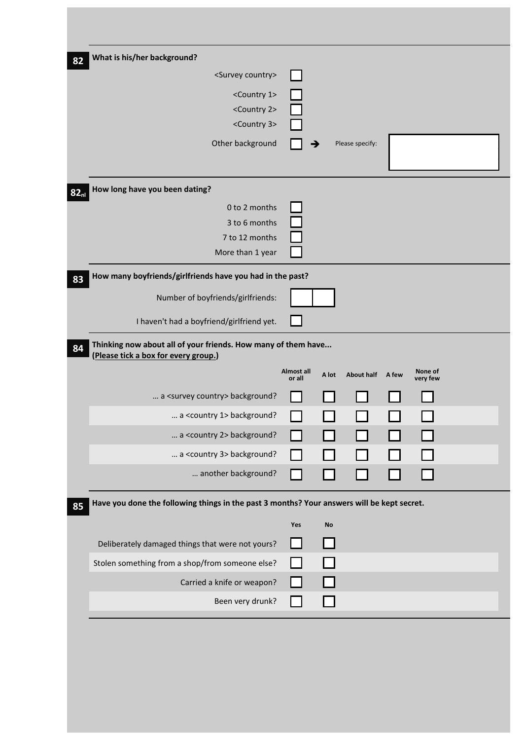**82** **What is his/her background?**

- <Survey country> ☐
- <Country 1> ☐
- <Country 2> ☐
- <Country 3> ☐
- Other background ☐ ➔ Please specify: ________

**82nl** **How long have you been dating?**

- 0 to 2 months ☐
- 3 to 6 months ☐
- 7 to 12 months ☐
- More than 1 year ☐

**83** **How many boyfriends/girlfriends have you had in the past?**

Number of boyfriends/girlfriends: ☐☐

I haven't had a boyfriend/girlfriend yet. ☐

**84** **Thinking now about all of your friends. How many of them have...**
**(Please tick a box for every group.)**

| | Almost all or all | A lot | About half | A few | None of very few |
|---|---|---|---|---|---|
| ... a <survey country> background? | ☐ | ☐ | ☐ | ☐ | ☐ |
| ... a <country 1> background? | ☐ | ☐ | ☐ | ☐ | ☐ |
| ... a <country 2> background? | ☐ | ☐ | ☐ | ☐ | ☐ |
| ... a <country 3> background? | ☐ | ☐ | ☐ | ☐ | ☐ |
| ... another background? | ☐ | ☐ | ☐ | ☐ | ☐ |

**85** **Have you done the following things in the past 3 months? Your answers will be kept secret.**

| | Yes | No |
|---|---|---|
| Deliberately damaged things that were not yours? | ☐ | ☐ |
| Stolen something from a shop/from someone else? | ☐ | ☐ |
| Carried a knife or weapon? | ☐ | ☐ |
| Been very drunk? | ☐ | ☐ |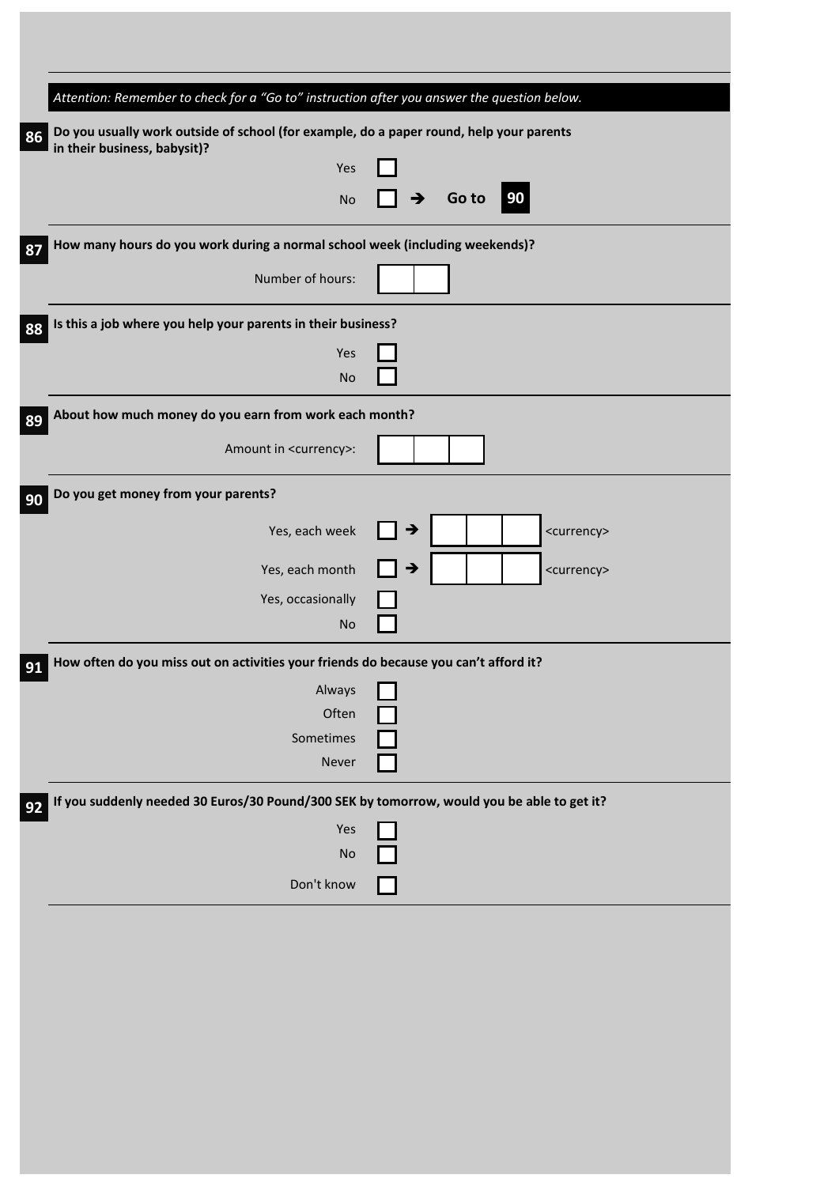*Attention: Remember to check for a "Go to" instruction after you answer the question below.*

**86** **Do you usually work outside of school (for example, do a paper round, help your parents in their business, babysit)?**

Yes ☐

No ☐ ➔ **Go to 90**

**87** **How many hours do you work during a normal school week (including weekends)?**

Number of hours: ☐☐

**88** **Is this a job where you help your parents in their business?**

Yes ☐

No ☐

**89** **About how much money do you earn from work each month?**

Amount in <currency>: ☐☐☐

**90** **Do you get money from your parents?**

Yes, each week ☐ ➔ ☐☐☐ <currency>

Yes, each month ☐ ➔ ☐☐☐ <currency>

Yes, occasionally ☐

No ☐

**91** **How often do you miss out on activities your friends do because you can't afford it?**

Always ☐

Often ☐

Sometimes ☐

Never ☐

**92** **If you suddenly needed 30 Euros/30 Pound/300 SEK by tomorrow, would you be able to get it?**

Yes ☐

No ☐

Don't know ☐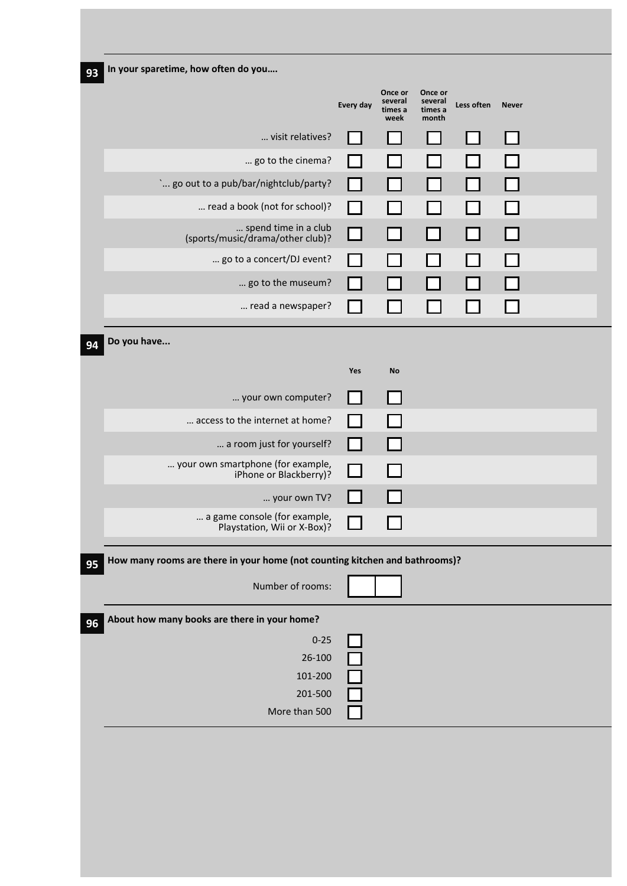**93** **In your sparetime, how often do you….**

| | Every day | Once or several times a week | Once or several times a month | Less often | Never |
|---|---|---|---|---|---|
| … visit relatives? | ☐ | ☐ | ☐ | ☐ | ☐ |
| … go to the cinema? | ☐ | ☐ | ☐ | ☐ | ☐ |
| `… go out to a pub/bar/nightclub/party? | ☐ | ☐ | ☐ | ☐ | ☐ |
| … read a book (not for school)? | ☐ | ☐ | ☐ | ☐ | ☐ |
| … spend time in a club (sports/music/drama/other club)? | ☐ | ☐ | ☐ | ☐ | ☐ |
| … go to a concert/DJ event? | ☐ | ☐ | ☐ | ☐ | ☐ |
| … go to the museum? | ☐ | ☐ | ☐ | ☐ | ☐ |
| … read a newspaper? | ☐ | ☐ | ☐ | ☐ | ☐ |

**94** **Do you have...**

| | Yes | No |
|---|---|---|
| … your own computer? | ☐ | ☐ |
| … access to the internet at home? | ☐ | ☐ |
| … a room just for yourself? | ☐ | ☐ |
| … your own smartphone (for example, iPhone or Blackberry)? | ☐ | ☐ |
| … your own TV? | ☐ | ☐ |
| … a game console (for example, Playstation, Wii or X-Box)? | ☐ | ☐ |

**95** **How many rooms are there in your home (not counting kitchen and bathrooms)?**

Number of rooms: ☐☐

**96** **About how many books are there in your home?**

- 0-25 ☐
- 26-100 ☐
- 101-200 ☐
- 201-500 ☐
- More than 500 ☐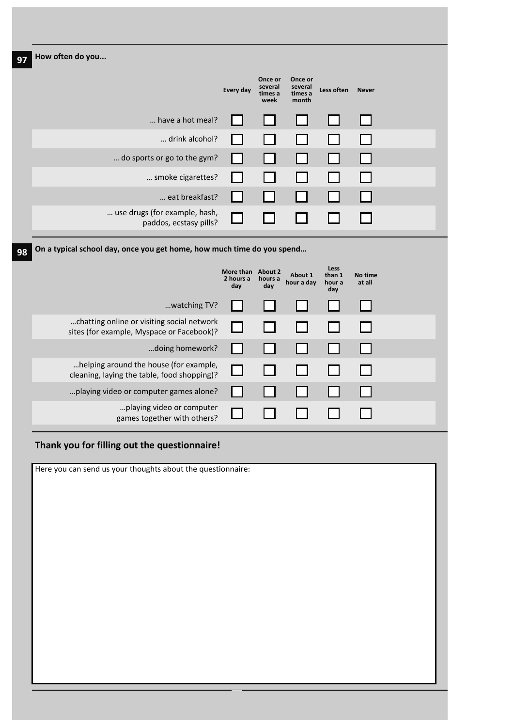**97** How often do you...

| | Every day | Once or several times a week | Once or several times a month | Less often | Never |
|---|---|---|---|---|---|
| … have a hot meal? | ☐ | ☐ | ☐ | ☐ | ☐ |
| … drink alcohol? | ☐ | ☐ | ☐ | ☐ | ☐ |
| … do sports or go to the gym? | ☐ | ☐ | ☐ | ☐ | ☐ |
| … smoke cigarettes? | ☐ | ☐ | ☐ | ☐ | ☐ |
| … eat breakfast? | ☐ | ☐ | ☐ | ☐ | ☐ |
| … use drugs (for example, hash, paddos, ecstasy pills? | ☐ | ☐ | ☐ | ☐ | ☐ |

**98** On a typical school day, once you get home, how much time do you spend…

| | More than 2 hours a day | About 2 hours a day | About 1 hour a day | Less than 1 hour a day | No time at all |
|---|---|---|---|---|---|
| …watching TV? | ☐ | ☐ | ☐ | ☐ | ☐ |
| …chatting online or visiting social network sites (for example, Myspace or Facebook)? | ☐ | ☐ | ☐ | ☐ | ☐ |
| …doing homework? | ☐ | ☐ | ☐ | ☐ | ☐ |
| …helping around the house (for example, cleaning, laying the table, food shopping)? | ☐ | ☐ | ☐ | ☐ | ☐ |
| …playing video or computer games alone? | ☐ | ☐ | ☐ | ☐ | ☐ |
| …playing video or computer games together with others? | ☐ | ☐ | ☐ | ☐ | ☐ |

**Thank you for filling out the questionnaire!**

Here you can send us your thoughts about the questionnaire: